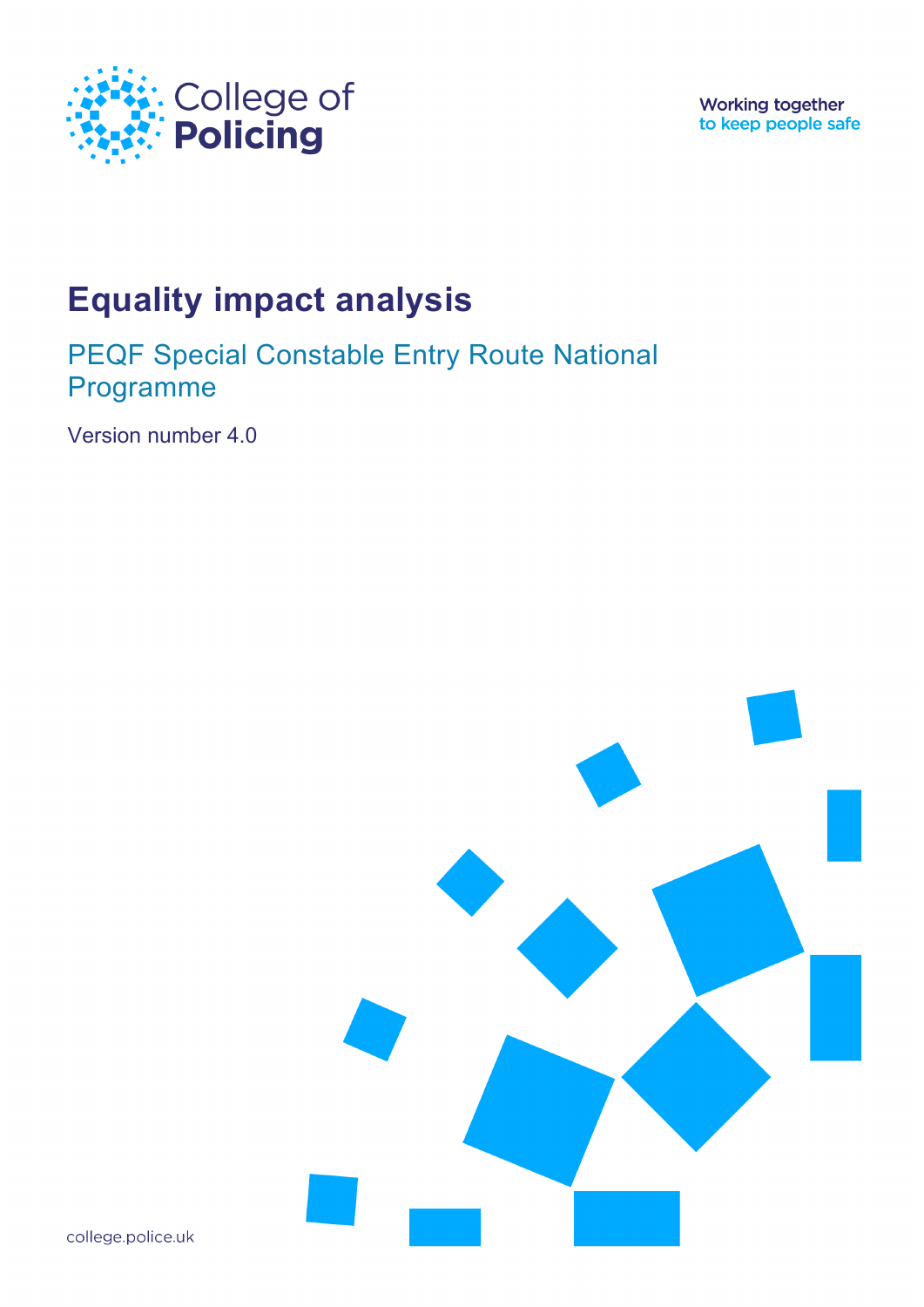College of Policing

Working together to keep people safe

# Equality impact analysis

## PEQF Special Constable Entry Route National Programme

Version number 4.0

college.police.uk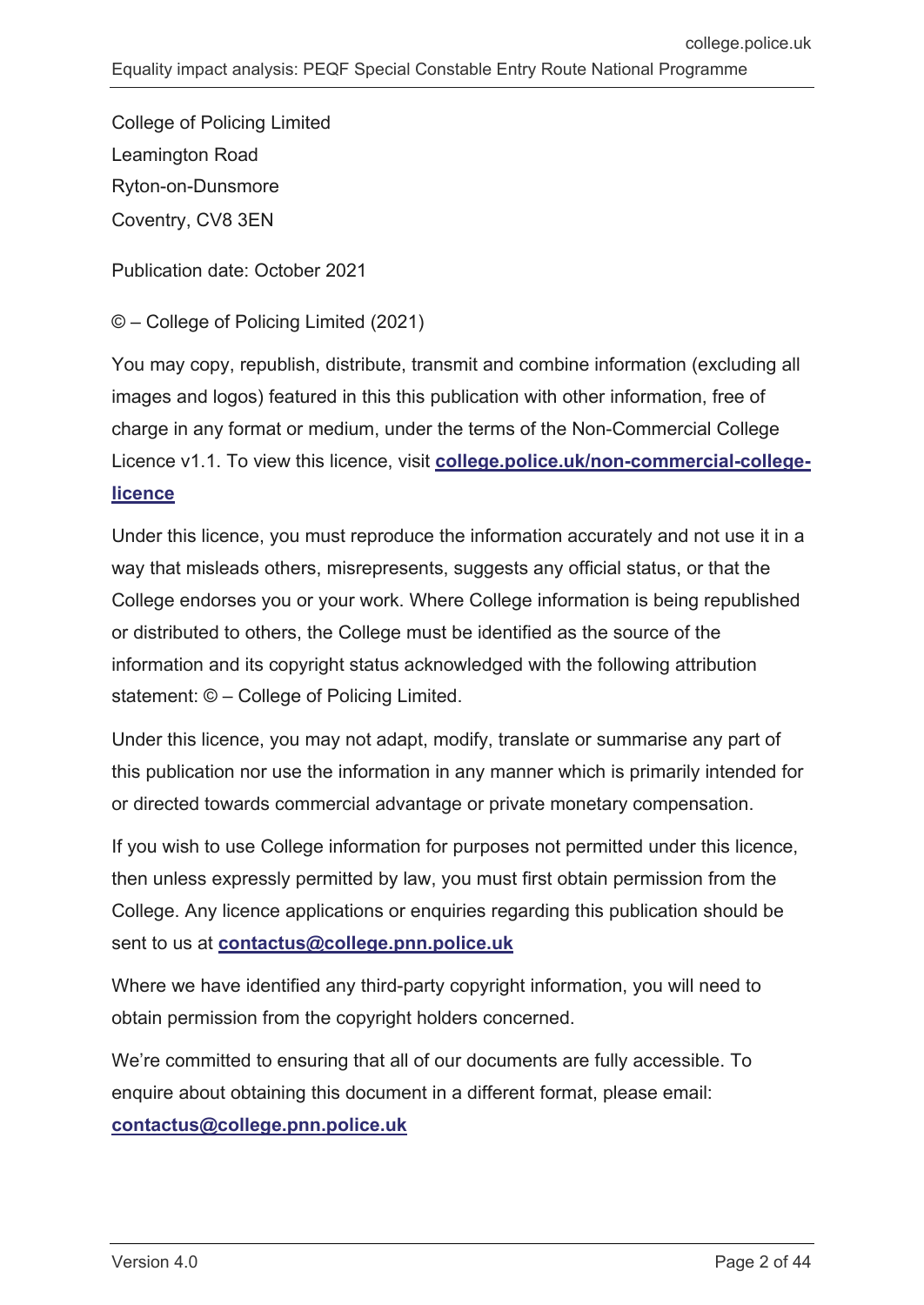College of Policing Limited
Leamington Road
Ryton-on-Dunsmore
Coventry, CV8 3EN

Publication date: October 2021

© – College of Policing Limited (2021)

You may copy, republish, distribute, transmit and combine information (excluding all images and logos) featured in this this publication with other information, free of charge in any format or medium, under the terms of the Non-Commercial College Licence v1.1. To view this licence, visit **college.police.uk/non-commercial-college-licence**

Under this licence, you must reproduce the information accurately and not use it in a way that misleads others, misrepresents, suggests any official status, or that the College endorses you or your work. Where College information is being republished or distributed to others, the College must be identified as the source of the information and its copyright status acknowledged with the following attribution statement: © – College of Policing Limited.

Under this licence, you may not adapt, modify, translate or summarise any part of this publication nor use the information in any manner which is primarily intended for or directed towards commercial advantage or private monetary compensation.

If you wish to use College information for purposes not permitted under this licence, then unless expressly permitted by law, you must first obtain permission from the College. Any licence applications or enquiries regarding this publication should be sent to us at **contactus@college.pnn.police.uk**

Where we have identified any third-party copyright information, you will need to obtain permission from the copyright holders concerned.

We're committed to ensuring that all of our documents are fully accessible. To enquire about obtaining this document in a different format, please email: **contactus@college.pnn.police.uk**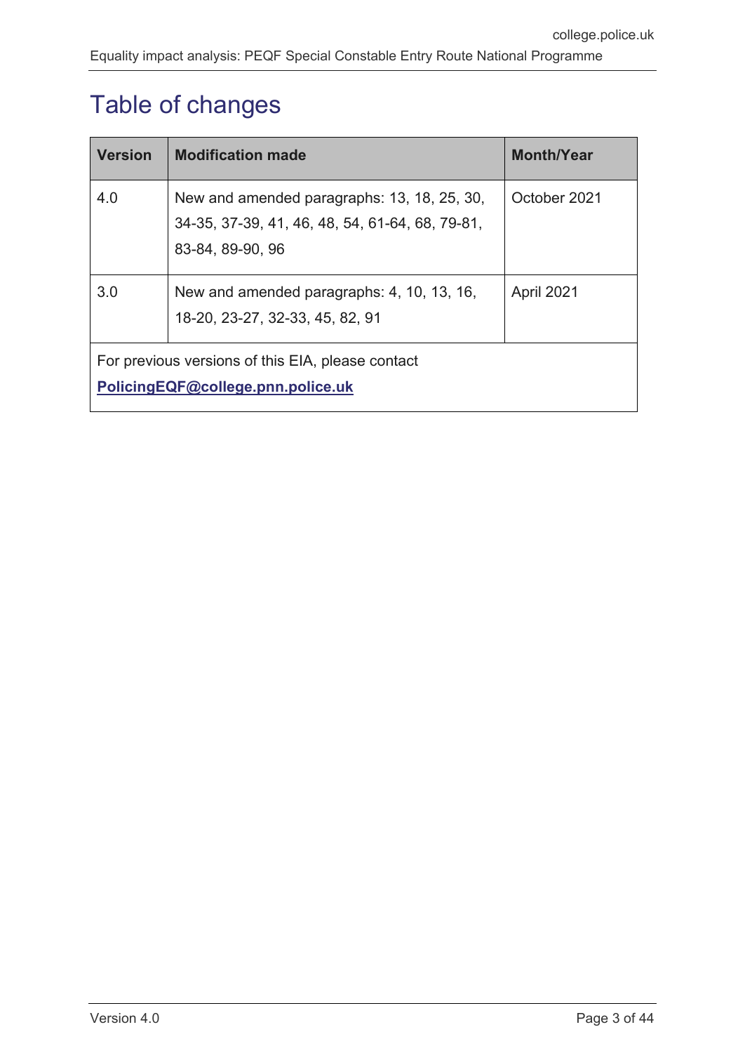# Table of changes

| Version | Modification made | Month/Year |
|---|---|---|
| 4.0 | New and amended paragraphs: 13, 18, 25, 30, 34-35, 37-39, 41, 46, 48, 54, 61-64, 68, 79-81, 83-84, 89-90, 96 | October 2021 |
| 3.0 | New and amended paragraphs: 4, 10, 13, 16, 18-20, 23-27, 32-33, 45, 82, 91 | April 2021 |
| For previous versions of this EIA, please contact **PolicingEQF@college.pnn.police.uk** | | |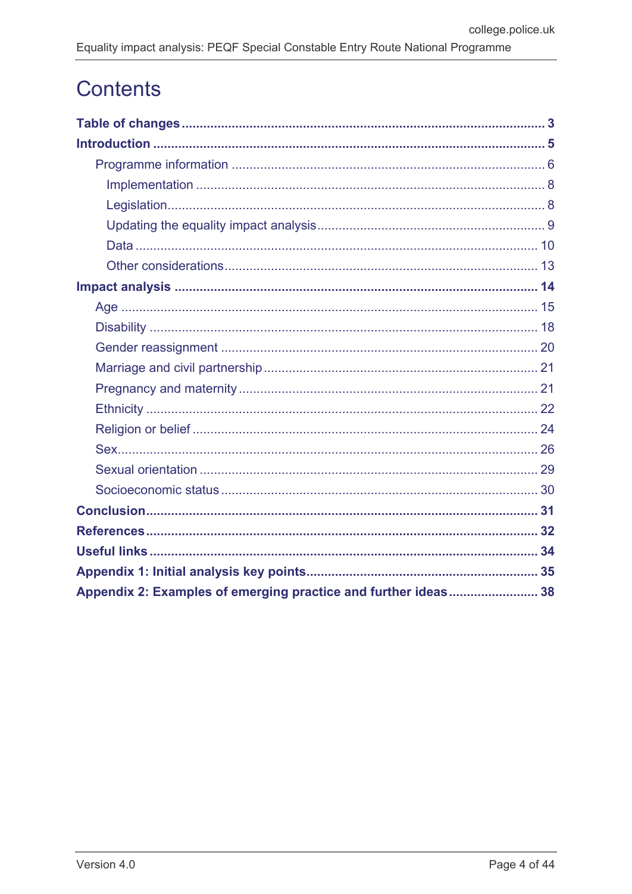# Contents

**Table of changes** ..... 3

**Introduction** ..... 5

- Programme information ..... 6
  - Implementation ..... 8
  - Legislation ..... 8
  - Updating the equality impact analysis ..... 9
  - Data ..... 10
  - Other considerations ..... 13

**Impact analysis** ..... 14

- Age ..... 15
- Disability ..... 18
- Gender reassignment ..... 20
- Marriage and civil partnership ..... 21
- Pregnancy and maternity ..... 21
- Ethnicity ..... 22
- Religion or belief ..... 24
- Sex ..... 26
- Sexual orientation ..... 29
- Socioeconomic status ..... 30

**Conclusion** ..... 31

**References** ..... 32

**Useful links** ..... 34

**Appendix 1: Initial analysis key points** ..... 35

**Appendix 2: Examples of emerging practice and further ideas** ..... 38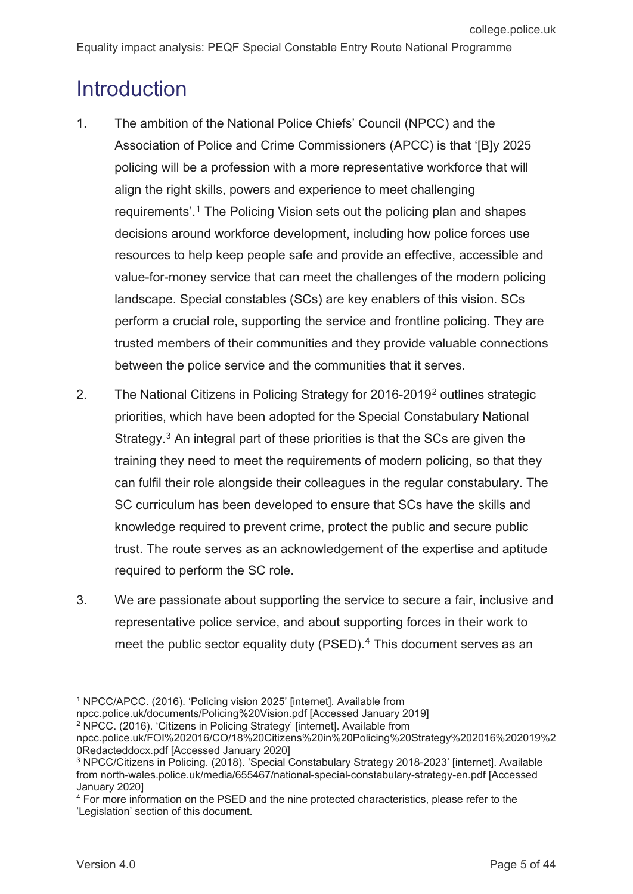# Introduction

1. The ambition of the National Police Chiefs' Council (NPCC) and the Association of Police and Crime Commissioners (APCC) is that '[B]y 2025 policing will be a profession with a more representative workforce that will align the right skills, powers and experience to meet challenging requirements'.[1] The Policing Vision sets out the policing plan and shapes decisions around workforce development, including how police forces use resources to help keep people safe and provide an effective, accessible and value-for-money service that can meet the challenges of the modern policing landscape. Special constables (SCs) are key enablers of this vision. SCs perform a crucial role, supporting the service and frontline policing. They are trusted members of their communities and they provide valuable connections between the police service and the communities that it serves.

2. The National Citizens in Policing Strategy for 2016-2019[2] outlines strategic priorities, which have been adopted for the Special Constabulary National Strategy.[3] An integral part of these priorities is that the SCs are given the training they need to meet the requirements of modern policing, so that they can fulfil their role alongside their colleagues in the regular constabulary. The SC curriculum has been developed to ensure that SCs have the skills and knowledge required to prevent crime, protect the public and secure public trust. The route serves as an acknowledgement of the expertise and aptitude required to perform the SC role.

3. We are passionate about supporting the service to secure a fair, inclusive and representative police service, and about supporting forces in their work to meet the public sector equality duty (PSED).[4] This document serves as an

---

[1] NPCC/APCC. (2016). 'Policing vision 2025' [internet]. Available from npcc.police.uk/documents/Policing%20Vision.pdf [Accessed January 2019]

[2] NPCC. (2016). 'Citizens in Policing Strategy' [internet]. Available from npcc.police.uk/FOI%202016/CO/18%20Citizens%20in%20Policing%20Strategy%202016%202019%20Redacteddocx.pdf [Accessed January 2020]

[3] NPCC/Citizens in Policing. (2018). 'Special Constabulary Strategy 2018-2023' [internet]. Available from north-wales.police.uk/media/655467/national-special-constabulary-strategy-en.pdf [Accessed January 2020]

[4] For more information on the PSED and the nine protected characteristics, please refer to the 'Legislation' section of this document.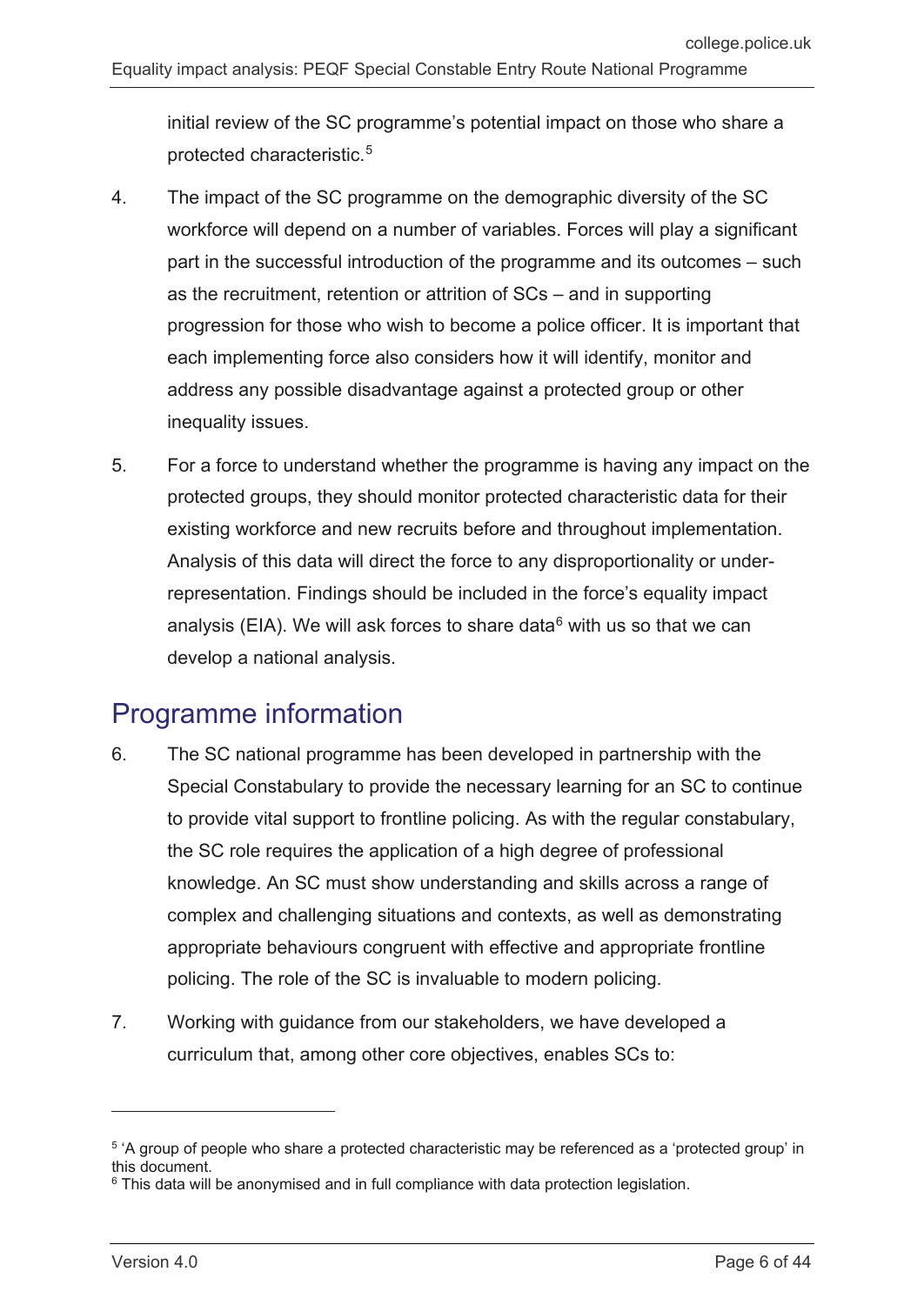initial review of the SC programme's potential impact on those who share a protected characteristic.[5]

4. The impact of the SC programme on the demographic diversity of the SC workforce will depend on a number of variables. Forces will play a significant part in the successful introduction of the programme and its outcomes – such as the recruitment, retention or attrition of SCs – and in supporting progression for those who wish to become a police officer. It is important that each implementing force also considers how it will identify, monitor and address any possible disadvantage against a protected group or other inequality issues.

5. For a force to understand whether the programme is having any impact on the protected groups, they should monitor protected characteristic data for their existing workforce and new recruits before and throughout implementation. Analysis of this data will direct the force to any disproportionality or under-representation. Findings should be included in the force's equality impact analysis (EIA). We will ask forces to share data[6] with us so that we can develop a national analysis.

## Programme information

6. The SC national programme has been developed in partnership with the Special Constabulary to provide the necessary learning for an SC to continue to provide vital support to frontline policing. As with the regular constabulary, the SC role requires the application of a high degree of professional knowledge. An SC must show understanding and skills across a range of complex and challenging situations and contexts, as well as demonstrating appropriate behaviours congruent with effective and appropriate frontline policing. The role of the SC is invaluable to modern policing.

7. Working with guidance from our stakeholders, we have developed a curriculum that, among other core objectives, enables SCs to:

---

[5] 'A group of people who share a protected characteristic may be referenced as a 'protected group' in this document.

[6] This data will be anonymised and in full compliance with data protection legislation.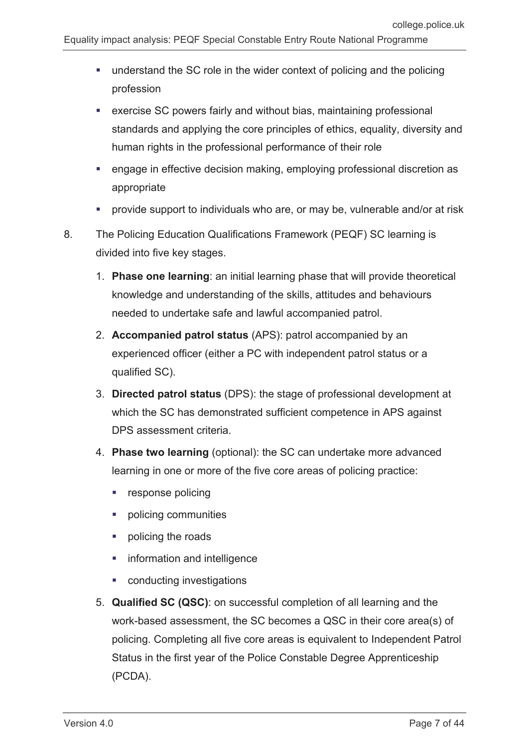- understand the SC role in the wider context of policing and the policing profession
- exercise SC powers fairly and without bias, maintaining professional standards and applying the core principles of ethics, equality, diversity and human rights in the professional performance of their role
- engage in effective decision making, employing professional discretion as appropriate
- provide support to individuals who are, or may be, vulnerable and/or at risk

8. The Policing Education Qualifications Framework (PEQF) SC learning is divided into five key stages.

   1. **Phase one learning**: an initial learning phase that will provide theoretical knowledge and understanding of the skills, attitudes and behaviours needed to undertake safe and lawful accompanied patrol.
   2. **Accompanied patrol status** (APS): patrol accompanied by an experienced officer (either a PC with independent patrol status or a qualified SC).
   3. **Directed patrol status** (DPS): the stage of professional development at which the SC has demonstrated sufficient competence in APS against DPS assessment criteria.
   4. **Phase two learning** (optional): the SC can undertake more advanced learning in one or more of the five core areas of policing practice:
      - response policing
      - policing communities
      - policing the roads
      - information and intelligence
      - conducting investigations
   5. **Qualified SC (QSC)**: on successful completion of all learning and the work-based assessment, the SC becomes a QSC in their core area(s) of policing. Completing all five core areas is equivalent to Independent Patrol Status in the first year of the Police Constable Degree Apprenticeship (PCDA).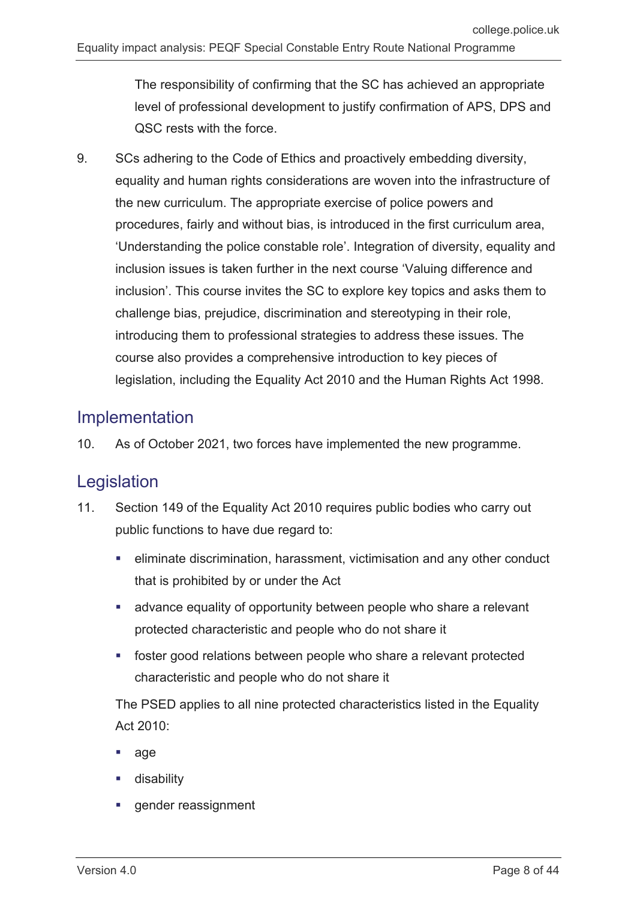The responsibility of confirming that the SC has achieved an appropriate level of professional development to justify confirmation of APS, DPS and QSC rests with the force.

9. SCs adhering to the Code of Ethics and proactively embedding diversity, equality and human rights considerations are woven into the infrastructure of the new curriculum. The appropriate exercise of police powers and procedures, fairly and without bias, is introduced in the first curriculum area, 'Understanding the police constable role'. Integration of diversity, equality and inclusion issues is taken further in the next course 'Valuing difference and inclusion'. This course invites the SC to explore key topics and asks them to challenge bias, prejudice, discrimination and stereotyping in their role, introducing them to professional strategies to address these issues. The course also provides a comprehensive introduction to key pieces of legislation, including the Equality Act 2010 and the Human Rights Act 1998.

## Implementation

10. As of October 2021, two forces have implemented the new programme.

## Legislation

11. Section 149 of the Equality Act 2010 requires public bodies who carry out public functions to have due regard to:

   - eliminate discrimination, harassment, victimisation and any other conduct that is prohibited by or under the Act
   - advance equality of opportunity between people who share a relevant protected characteristic and people who do not share it
   - foster good relations between people who share a relevant protected characteristic and people who do not share it

   The PSED applies to all nine protected characteristics listed in the Equality Act 2010:

   - age
   - disability
   - gender reassignment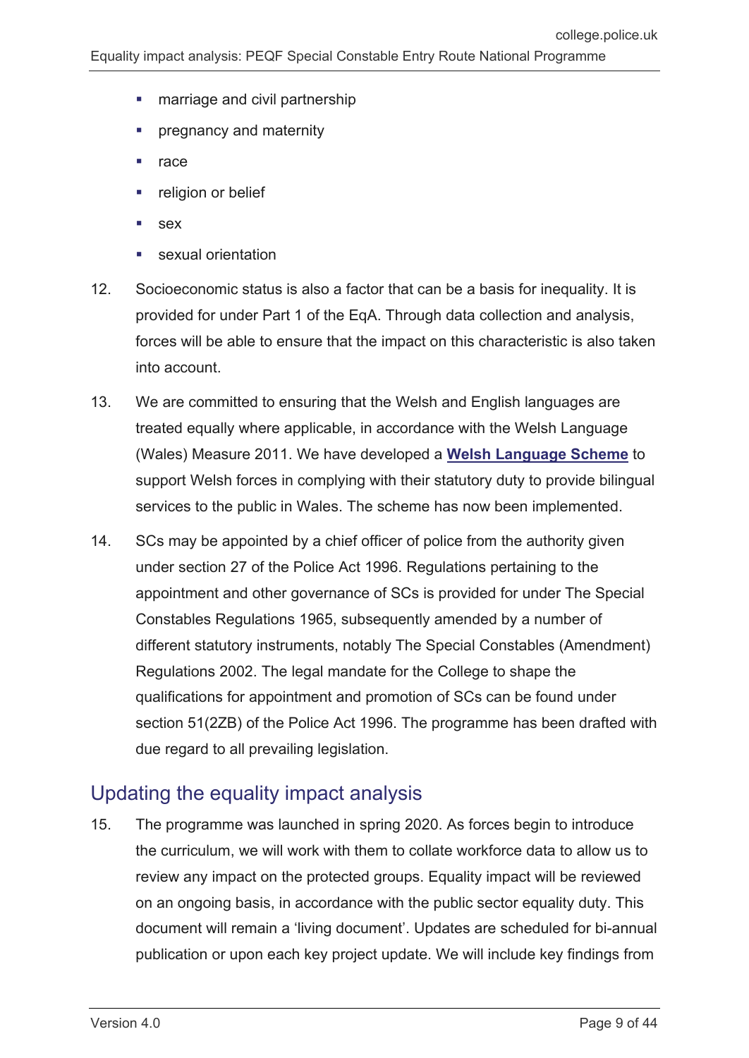- marriage and civil partnership
- pregnancy and maternity
- race
- religion or belief
- sex
- sexual orientation

12. Socioeconomic status is also a factor that can be a basis for inequality. It is provided for under Part 1 of the EqA. Through data collection and analysis, forces will be able to ensure that the impact on this characteristic is also taken into account.

13. We are committed to ensuring that the Welsh and English languages are treated equally where applicable, in accordance with the Welsh Language (Wales) Measure 2011. We have developed a **Welsh Language Scheme** to support Welsh forces in complying with their statutory duty to provide bilingual services to the public in Wales. The scheme has now been implemented.

14. SCs may be appointed by a chief officer of police from the authority given under section 27 of the Police Act 1996. Regulations pertaining to the appointment and other governance of SCs is provided for under The Special Constables Regulations 1965, subsequently amended by a number of different statutory instruments, notably The Special Constables (Amendment) Regulations 2002. The legal mandate for the College to shape the qualifications for appointment and promotion of SCs can be found under section 51(2ZB) of the Police Act 1996. The programme has been drafted with due regard to all prevailing legislation.

## Updating the equality impact analysis

15. The programme was launched in spring 2020. As forces begin to introduce the curriculum, we will work with them to collate workforce data to allow us to review any impact on the protected groups. Equality impact will be reviewed on an ongoing basis, in accordance with the public sector equality duty. This document will remain a 'living document'. Updates are scheduled for bi-annual publication or upon each key project update. We will include key findings from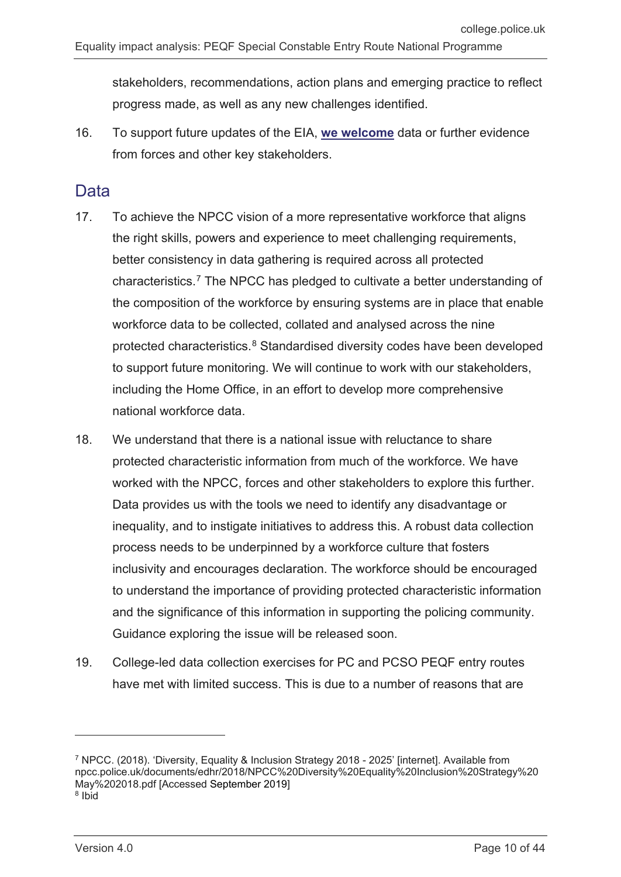stakeholders, recommendations, action plans and emerging practice to reflect progress made, as well as any new challenges identified.

16. To support future updates of the EIA, **we welcome** data or further evidence from forces and other key stakeholders.

## Data

17. To achieve the NPCC vision of a more representative workforce that aligns the right skills, powers and experience to meet challenging requirements, better consistency in data gathering is required across all protected characteristics.[7] The NPCC has pledged to cultivate a better understanding of the composition of the workforce by ensuring systems are in place that enable workforce data to be collected, collated and analysed across the nine protected characteristics.[8] Standardised diversity codes have been developed to support future monitoring. We will continue to work with our stakeholders, including the Home Office, in an effort to develop more comprehensive national workforce data.

18. We understand that there is a national issue with reluctance to share protected characteristic information from much of the workforce. We have worked with the NPCC, forces and other stakeholders to explore this further. Data provides us with the tools we need to identify any disadvantage or inequality, and to instigate initiatives to address this. A robust data collection process needs to be underpinned by a workforce culture that fosters inclusivity and encourages declaration. The workforce should be encouraged to understand the importance of providing protected characteristic information and the significance of this information in supporting the policing community. Guidance exploring the issue will be released soon.

19. College-led data collection exercises for PC and PCSO PEQF entry routes have met with limited success. This is due to a number of reasons that are

---

[7] NPCC. (2018). 'Diversity, Equality & Inclusion Strategy 2018 - 2025' [internet]. Available from npcc.police.uk/documents/edhr/2018/NPCC%20Diversity%20Equality%20Inclusion%20Strategy%20May%202018.pdf [Accessed September 2019]

[8] Ibid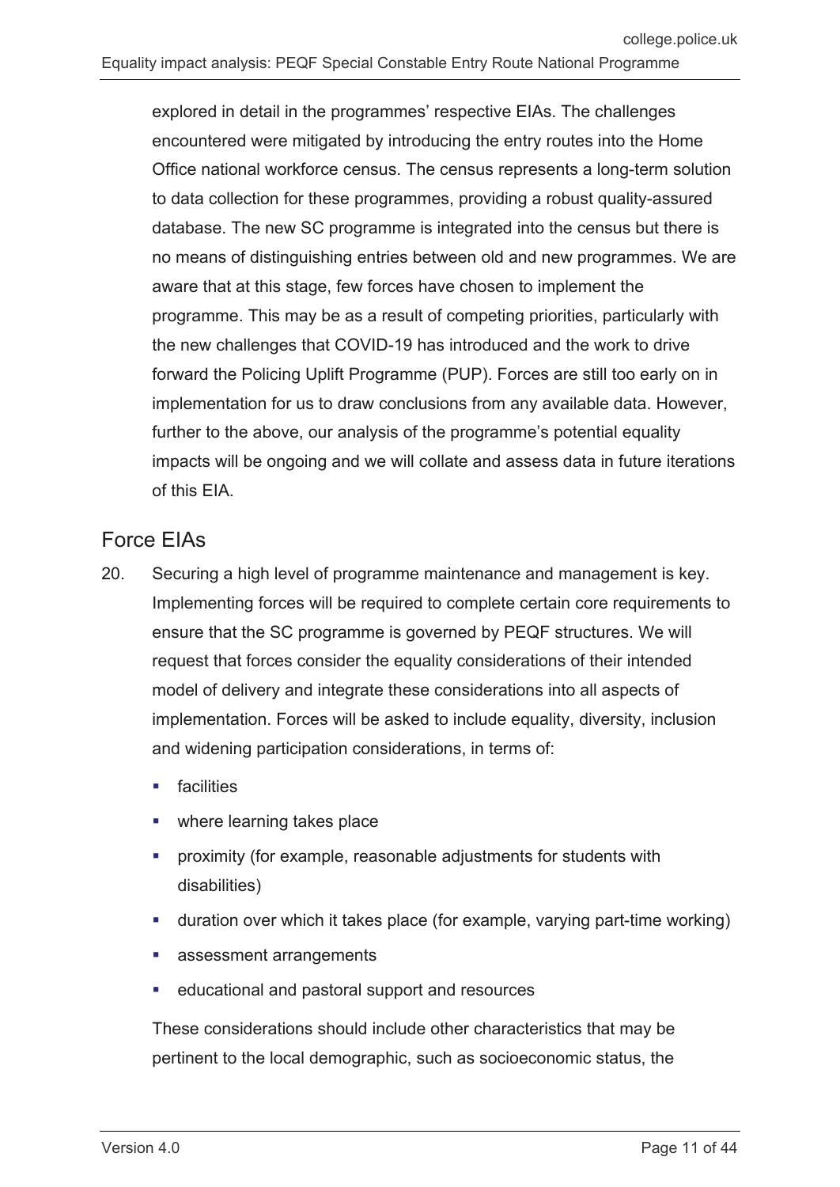explored in detail in the programmes' respective EIAs. The challenges encountered were mitigated by introducing the entry routes into the Home Office national workforce census. The census represents a long-term solution to data collection for these programmes, providing a robust quality-assured database. The new SC programme is integrated into the census but there is no means of distinguishing entries between old and new programmes. We are aware that at this stage, few forces have chosen to implement the programme. This may be as a result of competing priorities, particularly with the new challenges that COVID-19 has introduced and the work to drive forward the Policing Uplift Programme (PUP). Forces are still too early on in implementation for us to draw conclusions from any available data. However, further to the above, our analysis of the programme's potential equality impacts will be ongoing and we will collate and assess data in future iterations of this EIA.

## Force EIAs

20. Securing a high level of programme maintenance and management is key. Implementing forces will be required to complete certain core requirements to ensure that the SC programme is governed by PEQF structures. We will request that forces consider the equality considerations of their intended model of delivery and integrate these considerations into all aspects of implementation. Forces will be asked to include equality, diversity, inclusion and widening participation considerations, in terms of:

    - facilities
    - where learning takes place
    - proximity (for example, reasonable adjustments for students with disabilities)
    - duration over which it takes place (for example, varying part-time working)
    - assessment arrangements
    - educational and pastoral support and resources

    These considerations should include other characteristics that may be pertinent to the local demographic, such as socioeconomic status, the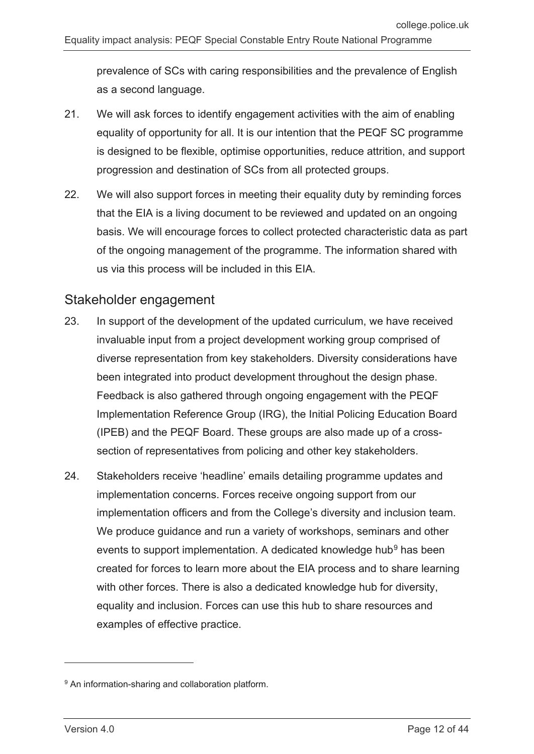prevalence of SCs with caring responsibilities and the prevalence of English as a second language.

21. We will ask forces to identify engagement activities with the aim of enabling equality of opportunity for all. It is our intention that the PEQF SC programme is designed to be flexible, optimise opportunities, reduce attrition, and support progression and destination of SCs from all protected groups.

22. We will also support forces in meeting their equality duty by reminding forces that the EIA is a living document to be reviewed and updated on an ongoing basis. We will encourage forces to collect protected characteristic data as part of the ongoing management of the programme. The information shared with us via this process will be included in this EIA.

## Stakeholder engagement

23. In support of the development of the updated curriculum, we have received invaluable input from a project development working group comprised of diverse representation from key stakeholders. Diversity considerations have been integrated into product development throughout the design phase. Feedback is also gathered through ongoing engagement with the PEQF Implementation Reference Group (IRG), the Initial Policing Education Board (IPEB) and the PEQF Board. These groups are also made up of a cross-section of representatives from policing and other key stakeholders.

24. Stakeholders receive 'headline' emails detailing programme updates and implementation concerns. Forces receive ongoing support from our implementation officers and from the College's diversity and inclusion team. We produce guidance and run a variety of workshops, seminars and other events to support implementation. A dedicated knowledge hub[9] has been created for forces to learn more about the EIA process and to share learning with other forces. There is also a dedicated knowledge hub for diversity, equality and inclusion. Forces can use this hub to share resources and examples of effective practice.

[9] An information-sharing and collaboration platform.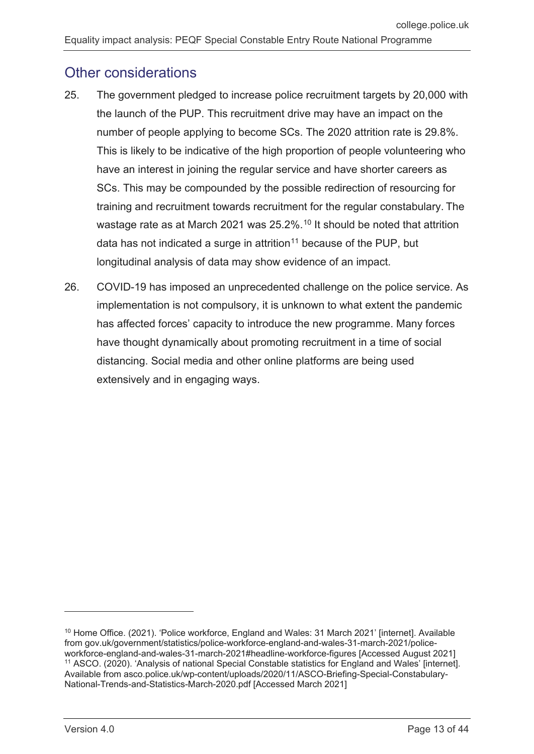## Other considerations

25. The government pledged to increase police recruitment targets by 20,000 with the launch of the PUP. This recruitment drive may have an impact on the number of people applying to become SCs. The 2020 attrition rate is 29.8%. This is likely to be indicative of the high proportion of people volunteering who have an interest in joining the regular service and have shorter careers as SCs. This may be compounded by the possible redirection of resourcing for training and recruitment towards recruitment for the regular constabulary. The wastage rate as at March 2021 was 25.2%.[10] It should be noted that attrition data has not indicated a surge in attrition[11] because of the PUP, but longitudinal analysis of data may show evidence of an impact.

26. COVID-19 has imposed an unprecedented challenge on the police service. As implementation is not compulsory, it is unknown to what extent the pandemic has affected forces' capacity to introduce the new programme. Many forces have thought dynamically about promoting recruitment in a time of social distancing. Social media and other online platforms are being used extensively and in engaging ways.

---

[10] Home Office. (2021). 'Police workforce, England and Wales: 31 March 2021' [internet]. Available from gov.uk/government/statistics/police-workforce-england-and-wales-31-march-2021/police-workforce-england-and-wales-31-march-2021#headline-workforce-figures [Accessed August 2021]

[11] ASCO. (2020). 'Analysis of national Special Constable statistics for England and Wales' [internet]. Available from asco.police.uk/wp-content/uploads/2020/11/ASCO-Briefing-Special-Constabulary-National-Trends-and-Statistics-March-2020.pdf [Accessed March 2021]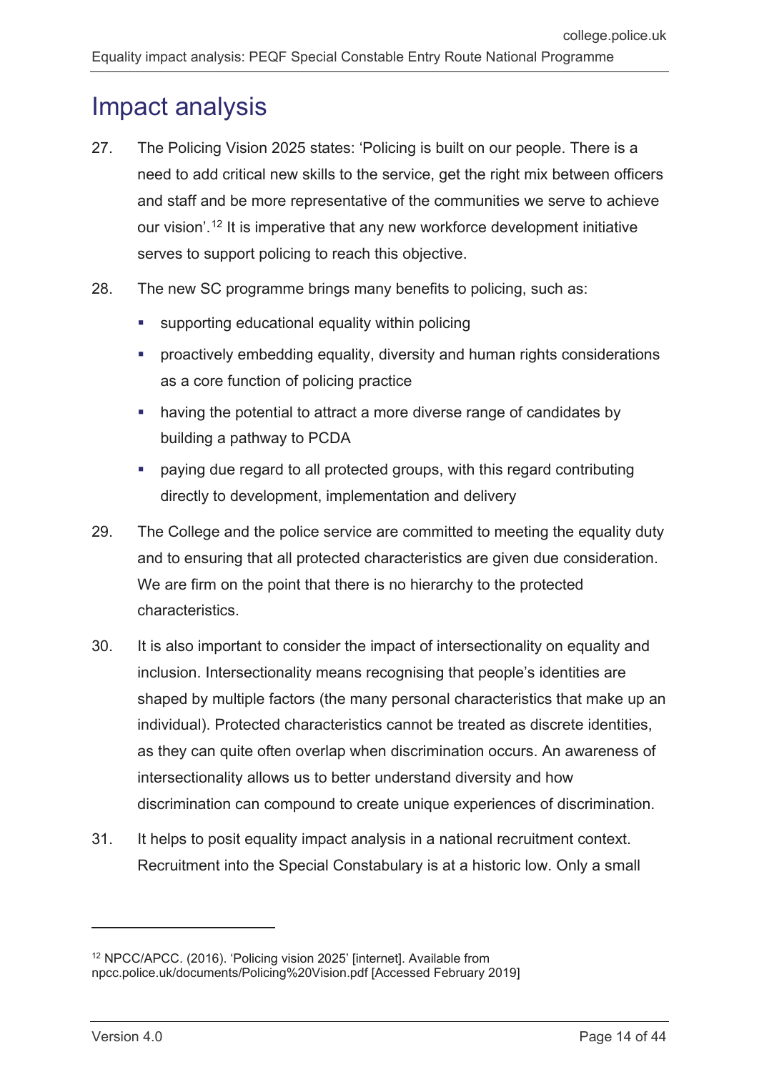# Impact analysis

27. The Policing Vision 2025 states: 'Policing is built on our people. There is a need to add critical new skills to the service, get the right mix between officers and staff and be more representative of the communities we serve to achieve our vision'.[12] It is imperative that any new workforce development initiative serves to support policing to reach this objective.

28. The new SC programme brings many benefits to policing, such as:

    - supporting educational equality within policing
    - proactively embedding equality, diversity and human rights considerations as a core function of policing practice
    - having the potential to attract a more diverse range of candidates by building a pathway to PCDA
    - paying due regard to all protected groups, with this regard contributing directly to development, implementation and delivery

29. The College and the police service are committed to meeting the equality duty and to ensuring that all protected characteristics are given due consideration. We are firm on the point that there is no hierarchy to the protected characteristics.

30. It is also important to consider the impact of intersectionality on equality and inclusion. Intersectionality means recognising that people's identities are shaped by multiple factors (the many personal characteristics that make up an individual). Protected characteristics cannot be treated as discrete identities, as they can quite often overlap when discrimination occurs. An awareness of intersectionality allows us to better understand diversity and how discrimination can compound to create unique experiences of discrimination.

31. It helps to posit equality impact analysis in a national recruitment context. Recruitment into the Special Constabulary is at a historic low. Only a small

---

[12] NPCC/APCC. (2016). 'Policing vision 2025' [internet]. Available from npcc.police.uk/documents/Policing%20Vision.pdf [Accessed February 2019]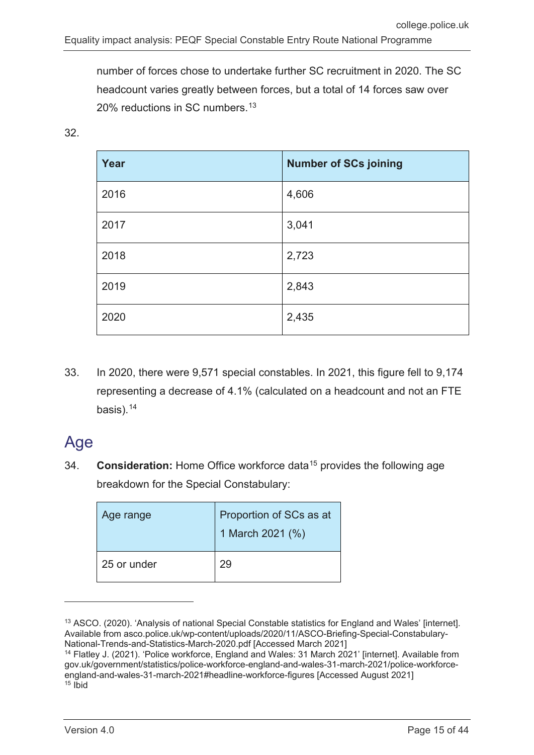number of forces chose to undertake further SC recruitment in 2020. The SC headcount varies greatly between forces, but a total of 14 forces saw over 20% reductions in SC numbers.[13]

32.

| Year | Number of SCs joining |
|---|---|
| 2016 | 4,606 |
| 2017 | 3,041 |
| 2018 | 2,723 |
| 2019 | 2,843 |
| 2020 | 2,435 |

33. In 2020, there were 9,571 special constables. In 2021, this figure fell to 9,174 representing a decrease of 4.1% (calculated on a headcount and not an FTE basis).[14]

## Age

34. **Consideration:** Home Office workforce data[15] provides the following age breakdown for the Special Constabulary:

| Age range | Proportion of SCs as at 1 March 2021 (%) |
|---|---|
| 25 or under | 29 |

[13] ASCO. (2020). 'Analysis of national Special Constable statistics for England and Wales' [internet]. Available from asco.police.uk/wp-content/uploads/2020/11/ASCO-Briefing-Special-Constabulary-National-Trends-and-Statistics-March-2020.pdf [Accessed March 2021]

[14] Flatley J. (2021). 'Police workforce, England and Wales: 31 March 2021' [internet]. Available from gov.uk/government/statistics/police-workforce-england-and-wales-31-march-2021/police-workforce-england-and-wales-31-march-2021#headline-workforce-figures [Accessed August 2021]

[15] Ibid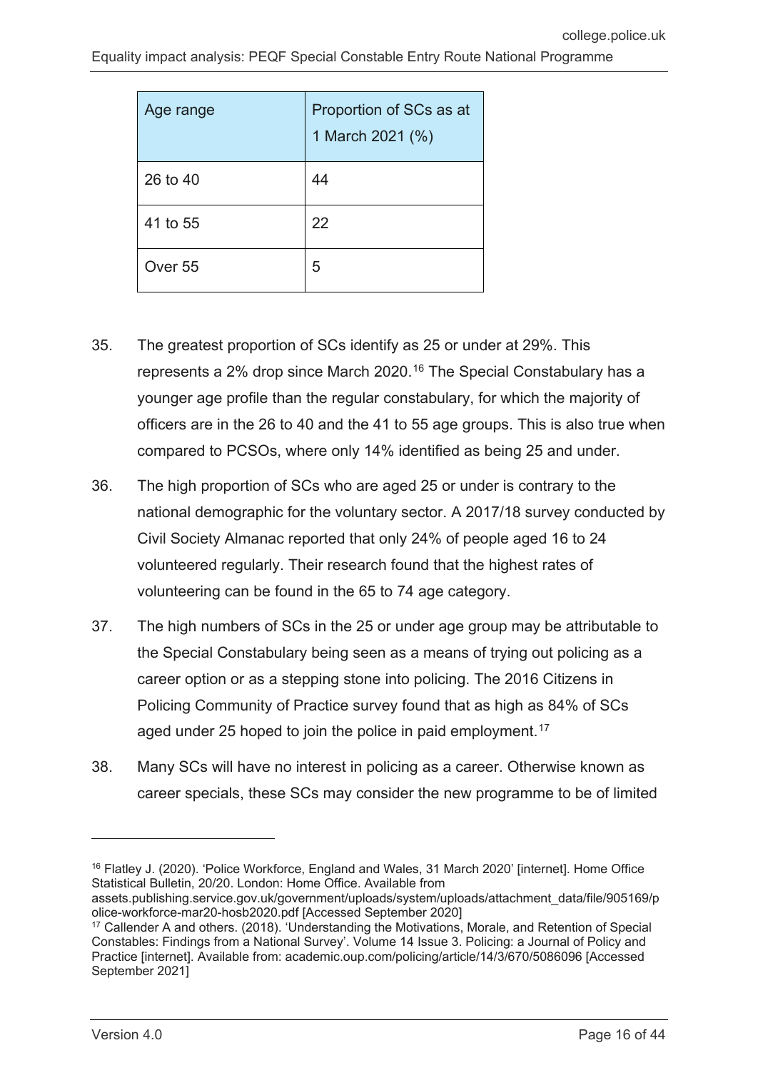| Age range | Proportion of SCs as at 1 March 2021 (%) |
|---|---|
| 26 to 40 | 44 |
| 41 to 55 | 22 |
| Over 55 | 5 |

35. The greatest proportion of SCs identify as 25 or under at 29%. This represents a 2% drop since March 2020.[16] The Special Constabulary has a younger age profile than the regular constabulary, for which the majority of officers are in the 26 to 40 and the 41 to 55 age groups. This is also true when compared to PCSOs, where only 14% identified as being 25 and under.

36. The high proportion of SCs who are aged 25 or under is contrary to the national demographic for the voluntary sector. A 2017/18 survey conducted by Civil Society Almanac reported that only 24% of people aged 16 to 24 volunteered regularly. Their research found that the highest rates of volunteering can be found in the 65 to 74 age category.

37. The high numbers of SCs in the 25 or under age group may be attributable to the Special Constabulary being seen as a means of trying out policing as a career option or as a stepping stone into policing. The 2016 Citizens in Policing Community of Practice survey found that as high as 84% of SCs aged under 25 hoped to join the police in paid employment.[17]

38. Many SCs will have no interest in policing as a career. Otherwise known as career specials, these SCs may consider the new programme to be of limited

---

[16] Flatley J. (2020). 'Police Workforce, England and Wales, 31 March 2020' [internet]. Home Office Statistical Bulletin, 20/20. London: Home Office. Available from assets.publishing.service.gov.uk/government/uploads/system/uploads/attachment_data/file/905169/police-workforce-mar20-hosb2020.pdf [Accessed September 2020]

[17] Callender A and others. (2018). 'Understanding the Motivations, Morale, and Retention of Special Constables: Findings from a National Survey'. Volume 14 Issue 3. Policing: a Journal of Policy and Practice [internet]. Available from: academic.oup.com/policing/article/14/3/670/5086096 [Accessed September 2021]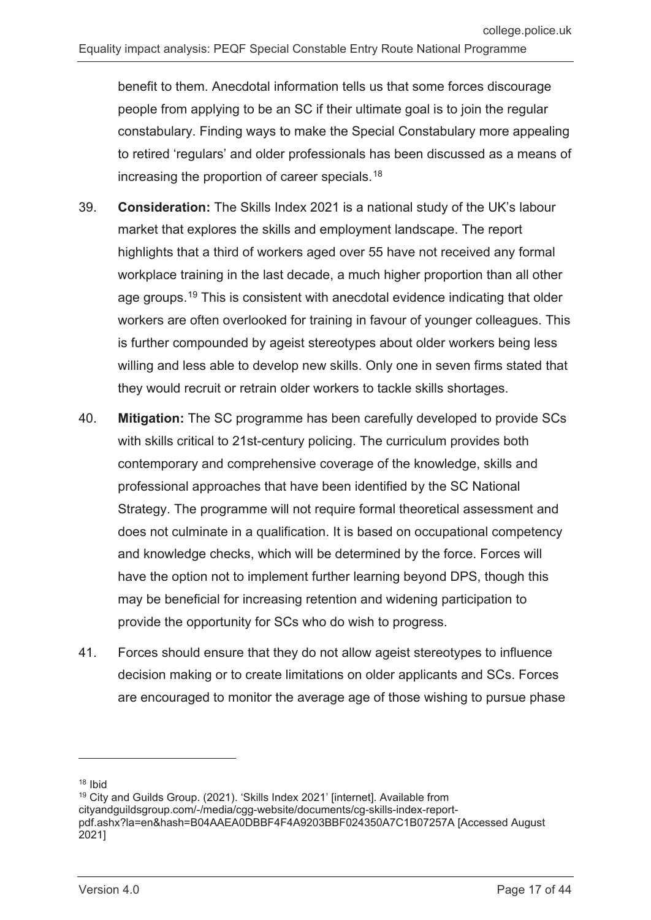benefit to them. Anecdotal information tells us that some forces discourage people from applying to be an SC if their ultimate goal is to join the regular constabulary. Finding ways to make the Special Constabulary more appealing to retired 'regulars' and older professionals has been discussed as a means of increasing the proportion of career specials.[18]

39. **Consideration:** The Skills Index 2021 is a national study of the UK's labour market that explores the skills and employment landscape. The report highlights that a third of workers aged over 55 have not received any formal workplace training in the last decade, a much higher proportion than all other age groups.[19] This is consistent with anecdotal evidence indicating that older workers are often overlooked for training in favour of younger colleagues. This is further compounded by ageist stereotypes about older workers being less willing and less able to develop new skills. Only one in seven firms stated that they would recruit or retrain older workers to tackle skills shortages.

40. **Mitigation:** The SC programme has been carefully developed to provide SCs with skills critical to 21st-century policing. The curriculum provides both contemporary and comprehensive coverage of the knowledge, skills and professional approaches that have been identified by the SC National Strategy. The programme will not require formal theoretical assessment and does not culminate in a qualification. It is based on occupational competency and knowledge checks, which will be determined by the force. Forces will have the option not to implement further learning beyond DPS, though this may be beneficial for increasing retention and widening participation to provide the opportunity for SCs who do wish to progress.

41. Forces should ensure that they do not allow ageist stereotypes to influence decision making or to create limitations on older applicants and SCs. Forces are encouraged to monitor the average age of those wishing to pursue phase

---

[18] Ibid

[19] City and Guilds Group. (2021). 'Skills Index 2021' [internet]. Available from cityandguildsgroup.com/-/media/cgg-website/documents/cg-skills-index-report-pdf.ashx?la=en&hash=B04AAEA0DBBF4F4A9203BBF024350A7C1B07257A [Accessed August 2021]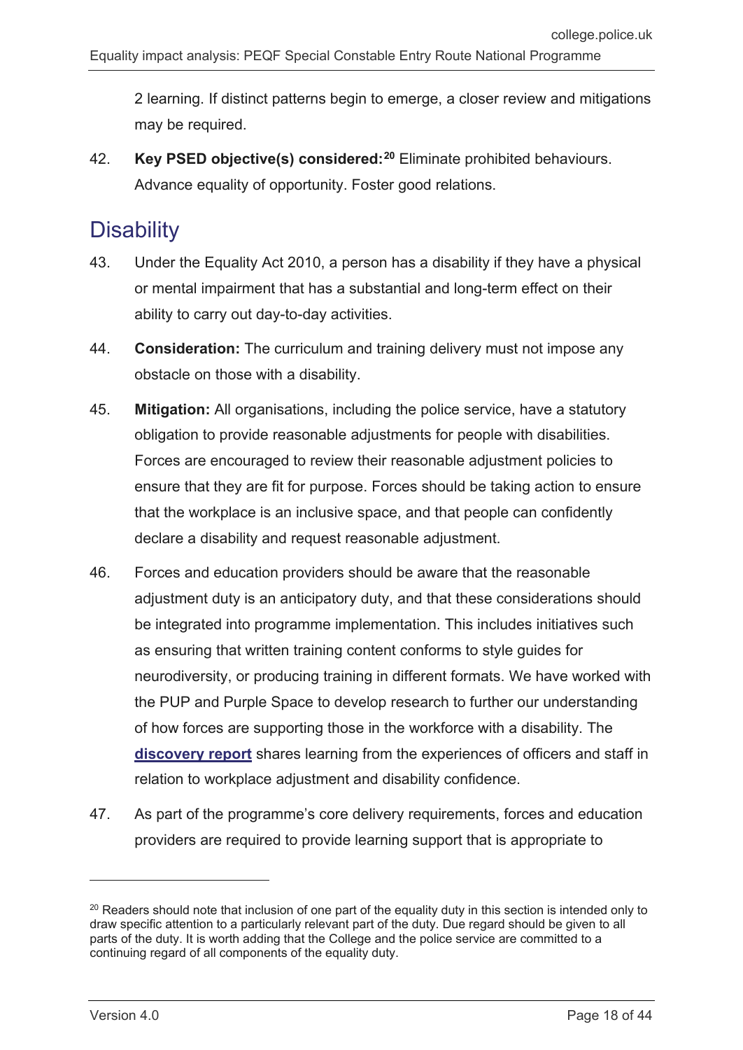2 learning. If distinct patterns begin to emerge, a closer review and mitigations may be required.

42. **Key PSED objective(s) considered:**[20] Eliminate prohibited behaviours. Advance equality of opportunity. Foster good relations.

## Disability

43. Under the Equality Act 2010, a person has a disability if they have a physical or mental impairment that has a substantial and long-term effect on their ability to carry out day-to-day activities.

44. **Consideration:** The curriculum and training delivery must not impose any obstacle on those with a disability.

45. **Mitigation:** All organisations, including the police service, have a statutory obligation to provide reasonable adjustments for people with disabilities. Forces are encouraged to review their reasonable adjustment policies to ensure that they are fit for purpose. Forces should be taking action to ensure that the workplace is an inclusive space, and that people can confidently declare a disability and request reasonable adjustment.

46. Forces and education providers should be aware that the reasonable adjustment duty is an anticipatory duty, and that these considerations should be integrated into programme implementation. This includes initiatives such as ensuring that written training content conforms to style guides for neurodiversity, or producing training in different formats. We have worked with the PUP and Purple Space to develop research to further our understanding of how forces are supporting those in the workforce with a disability. The **discovery report** shares learning from the experiences of officers and staff in relation to workplace adjustment and disability confidence.

47. As part of the programme's core delivery requirements, forces and education providers are required to provide learning support that is appropriate to

[20] Readers should note that inclusion of one part of the equality duty in this section is intended only to draw specific attention to a particularly relevant part of the duty. Due regard should be given to all parts of the duty. It is worth adding that the College and the police service are committed to a continuing regard of all components of the equality duty.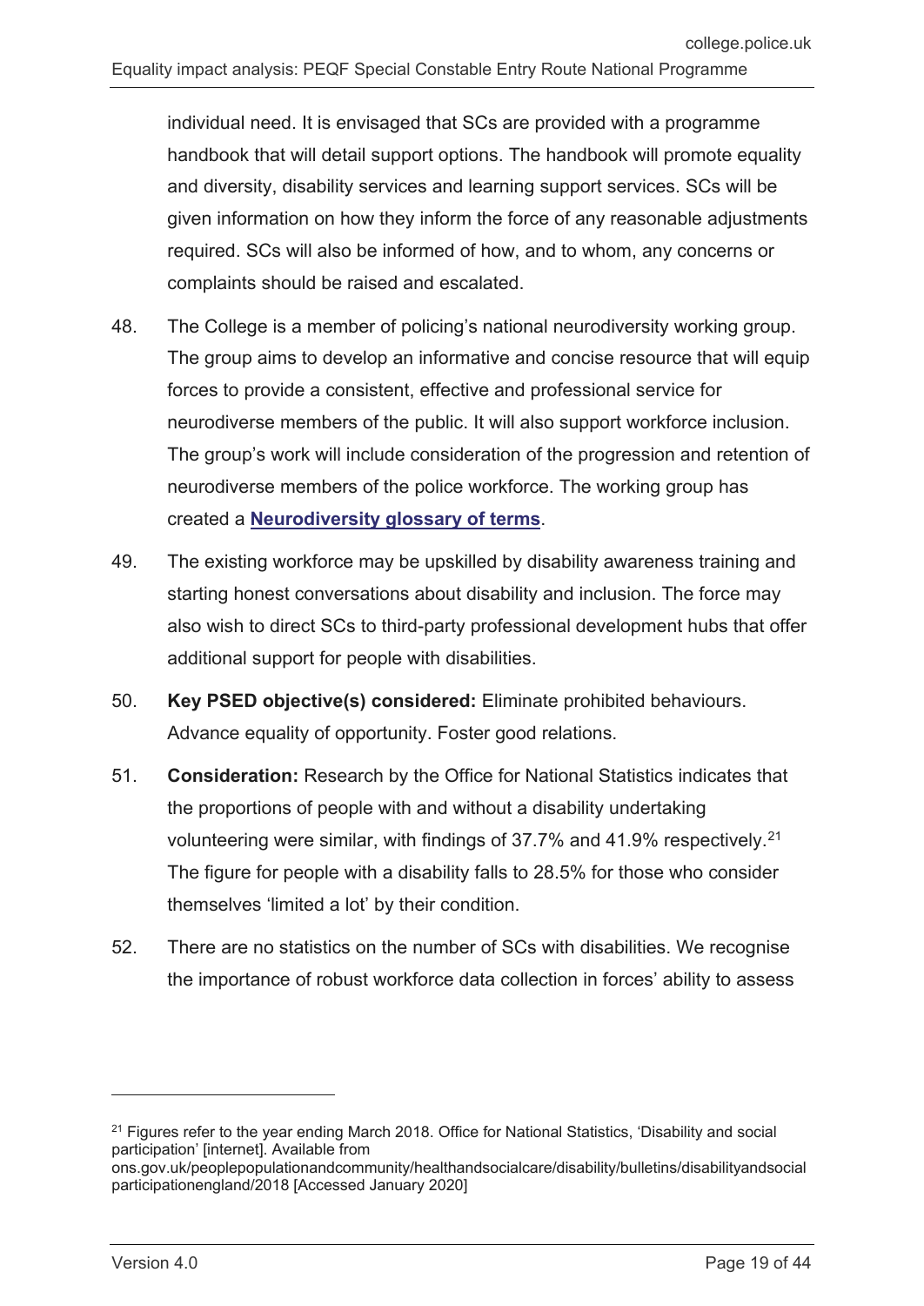individual need. It is envisaged that SCs are provided with a programme handbook that will detail support options. The handbook will promote equality and diversity, disability services and learning support services. SCs will be given information on how they inform the force of any reasonable adjustments required. SCs will also be informed of how, and to whom, any concerns or complaints should be raised and escalated.

48. The College is a member of policing's national neurodiversity working group. The group aims to develop an informative and concise resource that will equip forces to provide a consistent, effective and professional service for neurodiverse members of the public. It will also support workforce inclusion. The group's work will include consideration of the progression and retention of neurodiverse members of the police workforce. The working group has created a **Neurodiversity glossary of terms**.

49. The existing workforce may be upskilled by disability awareness training and starting honest conversations about disability and inclusion. The force may also wish to direct SCs to third-party professional development hubs that offer additional support for people with disabilities.

50. **Key PSED objective(s) considered:** Eliminate prohibited behaviours. Advance equality of opportunity. Foster good relations.

51. **Consideration:** Research by the Office for National Statistics indicates that the proportions of people with and without a disability undertaking volunteering were similar, with findings of 37.7% and 41.9% respectively.[21] The figure for people with a disability falls to 28.5% for those who consider themselves 'limited a lot' by their condition.

52. There are no statistics on the number of SCs with disabilities. We recognise the importance of robust workforce data collection in forces' ability to assess

---

[21] Figures refer to the year ending March 2018. Office for National Statistics, 'Disability and social participation' [internet]. Available from ons.gov.uk/peoplepopulationandcommunity/healthandsocialcare/disability/bulletins/disabilityandsocialparticipationengland/2018 [Accessed January 2020]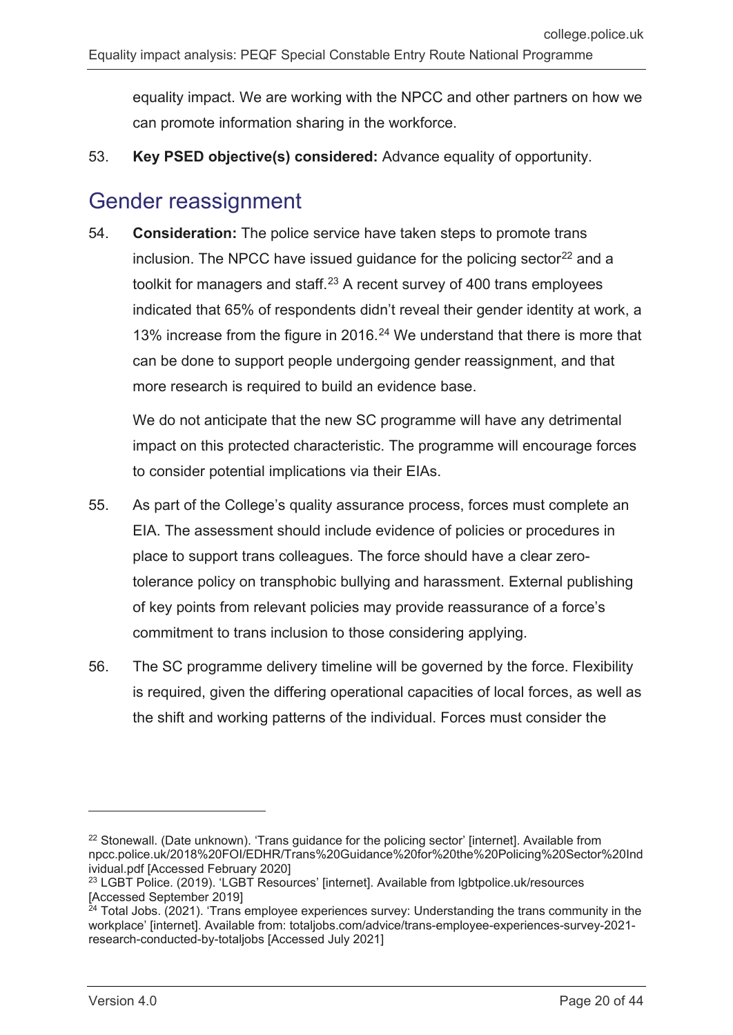equality impact. We are working with the NPCC and other partners on how we can promote information sharing in the workforce.

53. **Key PSED objective(s) considered:** Advance equality of opportunity.

## Gender reassignment

54. **Consideration:** The police service have taken steps to promote trans inclusion. The NPCC have issued guidance for the policing sector[22] and a toolkit for managers and staff.[23] A recent survey of 400 trans employees indicated that 65% of respondents didn't reveal their gender identity at work, a 13% increase from the figure in 2016.[24] We understand that there is more that can be done to support people undergoing gender reassignment, and that more research is required to build an evidence base.

    We do not anticipate that the new SC programme will have any detrimental impact on this protected characteristic. The programme will encourage forces to consider potential implications via their EIAs.

55. As part of the College's quality assurance process, forces must complete an EIA. The assessment should include evidence of policies or procedures in place to support trans colleagues. The force should have a clear zero-tolerance policy on transphobic bullying and harassment. External publishing of key points from relevant policies may provide reassurance of a force's commitment to trans inclusion to those considering applying.

56. The SC programme delivery timeline will be governed by the force. Flexibility is required, given the differing operational capacities of local forces, as well as the shift and working patterns of the individual. Forces must consider the

---

[22] Stonewall. (Date unknown). 'Trans guidance for the policing sector' [internet]. Available from npcc.police.uk/2018%20FOI/EDHR/Trans%20Guidance%20for%20the%20Policing%20Sector%20Individual.pdf [Accessed February 2020]

[23] LGBT Police. (2019). 'LGBT Resources' [internet]. Available from lgbtpolice.uk/resources [Accessed September 2019]

[24] Total Jobs. (2021). 'Trans employee experiences survey: Understanding the trans community in the workplace' [internet]. Available from: totaljobs.com/advice/trans-employee-experiences-survey-2021-research-conducted-by-totaljobs [Accessed July 2021]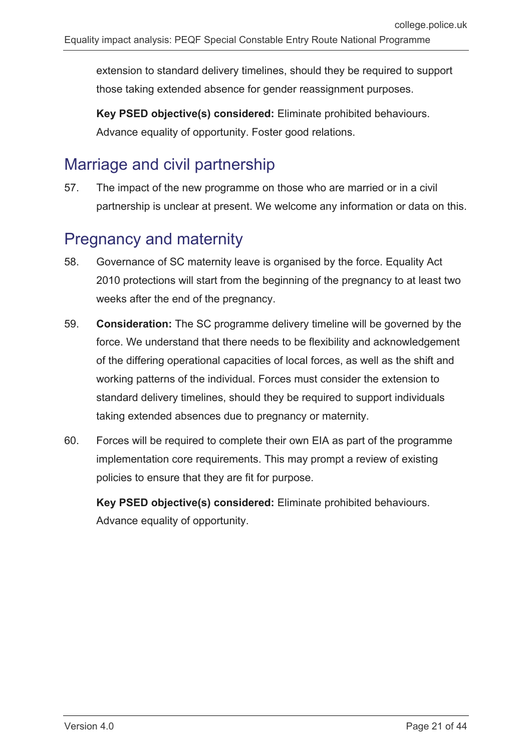extension to standard delivery timelines, should they be required to support those taking extended absence for gender reassignment purposes.

**Key PSED objective(s) considered:** Eliminate prohibited behaviours. Advance equality of opportunity. Foster good relations.

## Marriage and civil partnership

57. The impact of the new programme on those who are married or in a civil partnership is unclear at present. We welcome any information or data on this.

## Pregnancy and maternity

58. Governance of SC maternity leave is organised by the force. Equality Act 2010 protections will start from the beginning of the pregnancy to at least two weeks after the end of the pregnancy.

59. **Consideration:** The SC programme delivery timeline will be governed by the force. We understand that there needs to be flexibility and acknowledgement of the differing operational capacities of local forces, as well as the shift and working patterns of the individual. Forces must consider the extension to standard delivery timelines, should they be required to support individuals taking extended absences due to pregnancy or maternity.

60. Forces will be required to complete their own EIA as part of the programme implementation core requirements. This may prompt a review of existing policies to ensure that they are fit for purpose.

    **Key PSED objective(s) considered:** Eliminate prohibited behaviours. Advance equality of opportunity.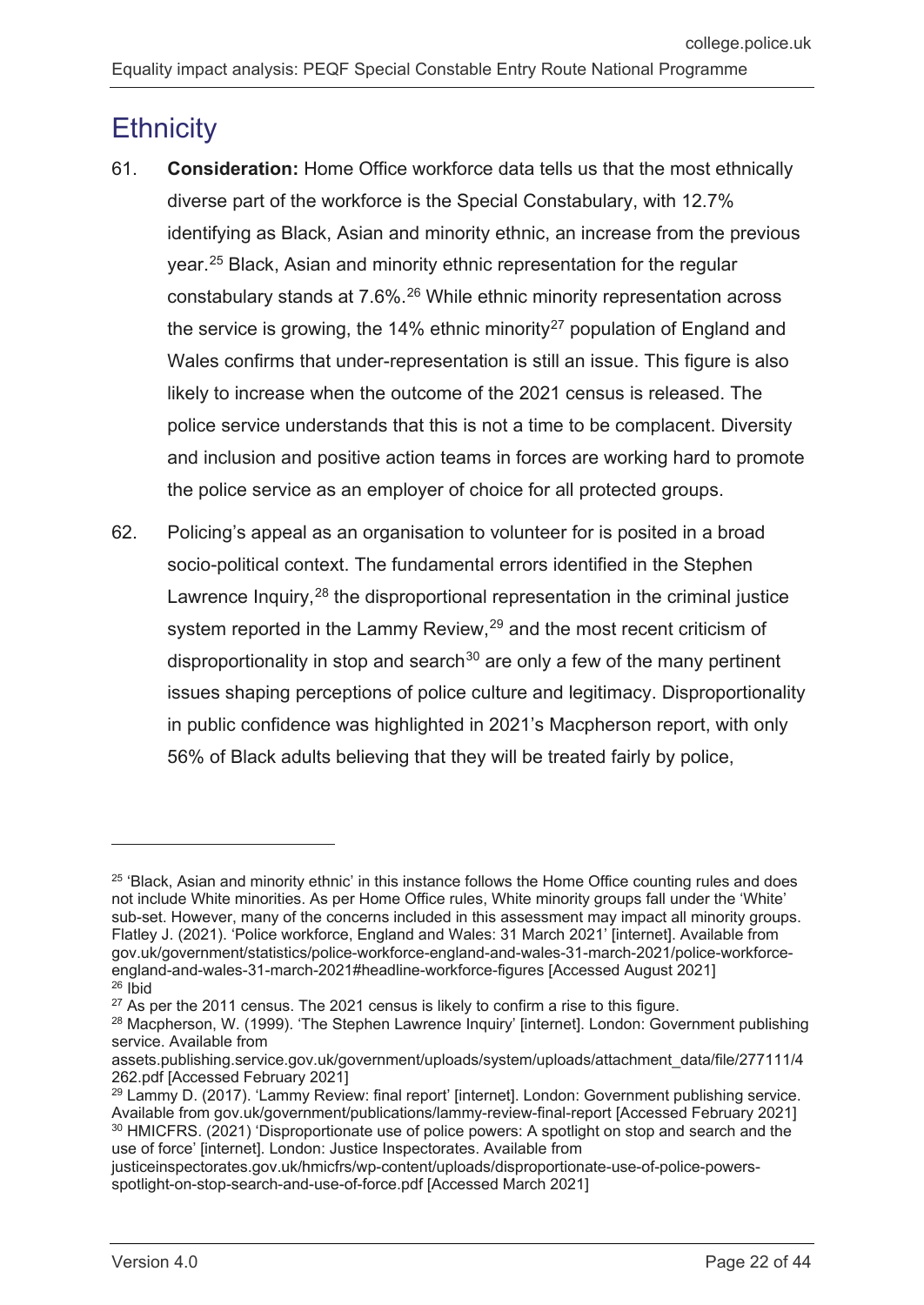## Ethnicity

61. **Consideration:** Home Office workforce data tells us that the most ethnically diverse part of the workforce is the Special Constabulary, with 12.7% identifying as Black, Asian and minority ethnic, an increase from the previous year.[25] Black, Asian and minority ethnic representation for the regular constabulary stands at 7.6%.[26] While ethnic minority representation across the service is growing, the 14% ethnic minority[27] population of England and Wales confirms that under-representation is still an issue. This figure is also likely to increase when the outcome of the 2021 census is released. The police service understands that this is not a time to be complacent. Diversity and inclusion and positive action teams in forces are working hard to promote the police service as an employer of choice for all protected groups.

62. Policing's appeal as an organisation to volunteer for is posited in a broad socio-political context. The fundamental errors identified in the Stephen Lawrence Inquiry,[28] the disproportional representation in the criminal justice system reported in the Lammy Review,[29] and the most recent criticism of disproportionality in stop and search[30] are only a few of the many pertinent issues shaping perceptions of police culture and legitimacy. Disproportionality in public confidence was highlighted in 2021's Macpherson report, with only 56% of Black adults believing that they will be treated fairly by police,

---

[25] 'Black, Asian and minority ethnic' in this instance follows the Home Office counting rules and does not include White minorities. As per Home Office rules, White minority groups fall under the 'White' sub-set. However, many of the concerns included in this assessment may impact all minority groups. Flatley J. (2021). 'Police workforce, England and Wales: 31 March 2021' [internet]. Available from gov.uk/government/statistics/police-workforce-england-and-wales-31-march-2021/police-workforce-england-and-wales-31-march-2021#headline-workforce-figures [Accessed August 2021]

[26] Ibid

[27] As per the 2011 census. The 2021 census is likely to confirm a rise to this figure.

[28] Macpherson, W. (1999). 'The Stephen Lawrence Inquiry' [internet]. London: Government publishing service. Available from assets.publishing.service.gov.uk/government/uploads/system/uploads/attachment_data/file/277111/4262.pdf [Accessed February 2021]

[29] Lammy D. (2017). 'Lammy Review: final report' [internet]. London: Government publishing service. Available from gov.uk/government/publications/lammy-review-final-report [Accessed February 2021]

[30] HMICFRS. (2021) 'Disproportionate use of police powers: A spotlight on stop and search and the use of force' [internet]. London: Justice Inspectorates. Available from justiceinspectorates.gov.uk/hmicfrs/wp-content/uploads/disproportionate-use-of-police-powers-spotlight-on-stop-search-and-use-of-force.pdf [Accessed March 2021]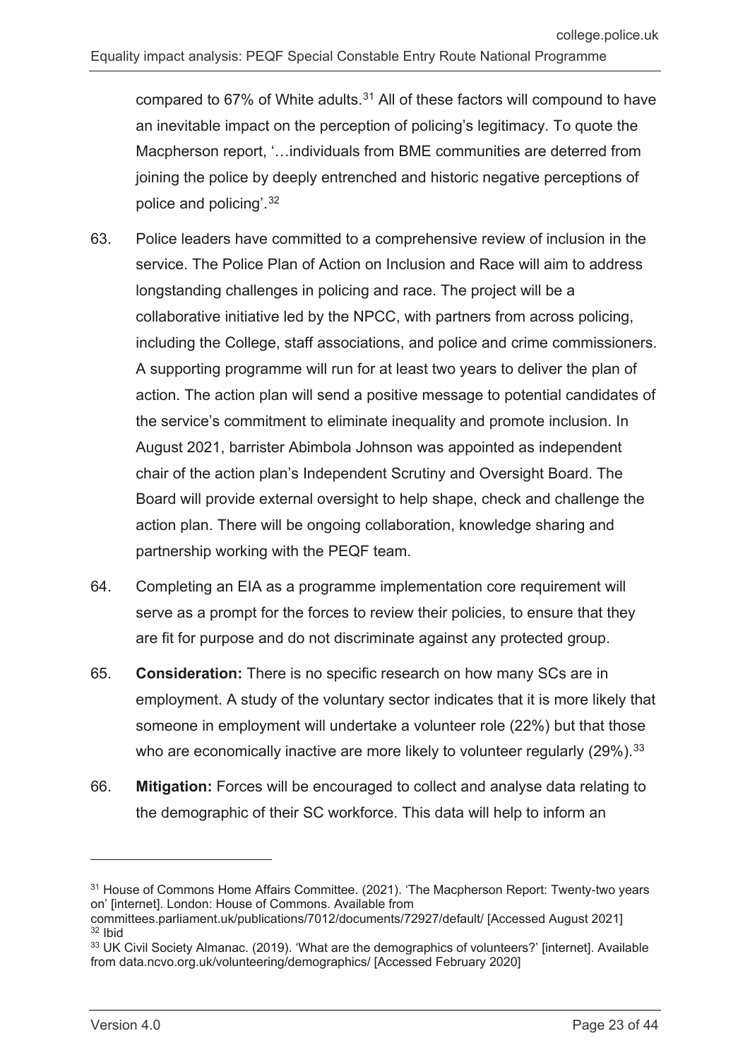compared to 67% of White adults.[31] All of these factors will compound to have an inevitable impact on the perception of policing's legitimacy. To quote the Macpherson report, '…individuals from BME communities are deterred from joining the police by deeply entrenched and historic negative perceptions of police and policing'.[32]

63. Police leaders have committed to a comprehensive review of inclusion in the service. The Police Plan of Action on Inclusion and Race will aim to address longstanding challenges in policing and race. The project will be a collaborative initiative led by the NPCC, with partners from across policing, including the College, staff associations, and police and crime commissioners. A supporting programme will run for at least two years to deliver the plan of action. The action plan will send a positive message to potential candidates of the service's commitment to eliminate inequality and promote inclusion. In August 2021, barrister Abimbola Johnson was appointed as independent chair of the action plan's Independent Scrutiny and Oversight Board. The Board will provide external oversight to help shape, check and challenge the action plan. There will be ongoing collaboration, knowledge sharing and partnership working with the PEQF team.

64. Completing an EIA as a programme implementation core requirement will serve as a prompt for the forces to review their policies, to ensure that they are fit for purpose and do not discriminate against any protected group.

65. **Consideration:** There is no specific research on how many SCs are in employment. A study of the voluntary sector indicates that it is more likely that someone in employment will undertake a volunteer role (22%) but that those who are economically inactive are more likely to volunteer regularly (29%).[33]

66. **Mitigation:** Forces will be encouraged to collect and analyse data relating to the demographic of their SC workforce. This data will help to inform an

---

[31] House of Commons Home Affairs Committee. (2021). 'The Macpherson Report: Twenty-two years on' [internet]. London: House of Commons. Available from committees.parliament.uk/publications/7012/documents/72927/default/ [Accessed August 2021]

[32] Ibid

[33] UK Civil Society Almanac. (2019). 'What are the demographics of volunteers?' [internet]. Available from data.ncvo.org.uk/volunteering/demographics/ [Accessed February 2020]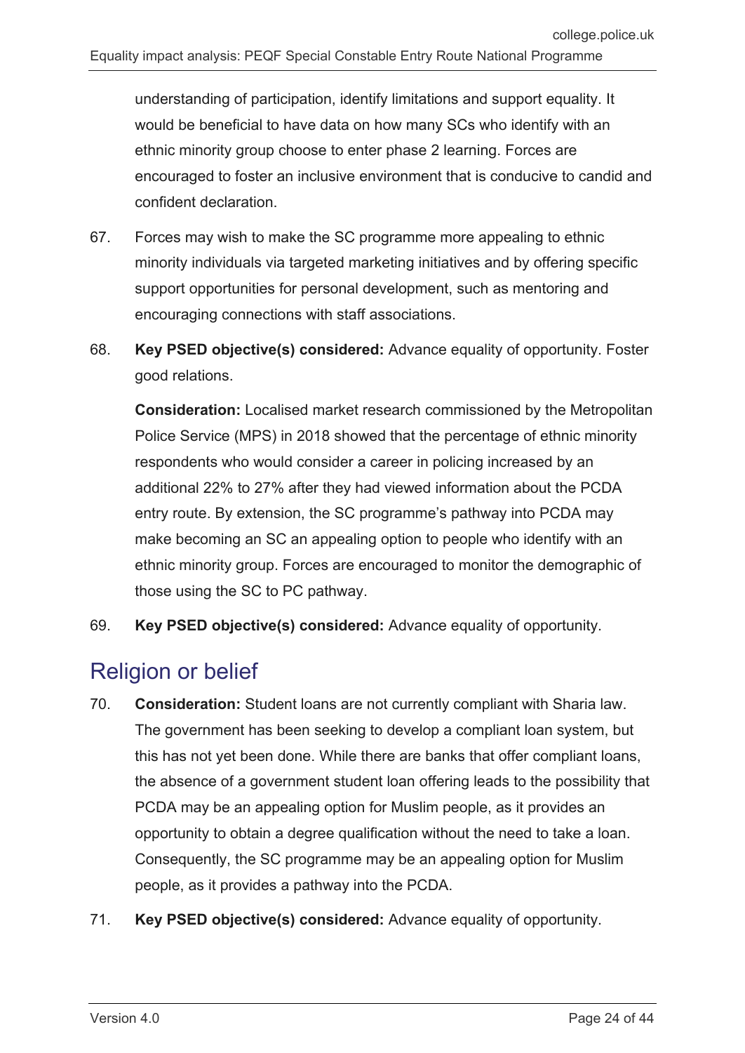understanding of participation, identify limitations and support equality. It would be beneficial to have data on how many SCs who identify with an ethnic minority group choose to enter phase 2 learning. Forces are encouraged to foster an inclusive environment that is conducive to candid and confident declaration.

67. Forces may wish to make the SC programme more appealing to ethnic minority individuals via targeted marketing initiatives and by offering specific support opportunities for personal development, such as mentoring and encouraging connections with staff associations.

68. **Key PSED objective(s) considered:** Advance equality of opportunity. Foster good relations.

    **Consideration:** Localised market research commissioned by the Metropolitan Police Service (MPS) in 2018 showed that the percentage of ethnic minority respondents who would consider a career in policing increased by an additional 22% to 27% after they had viewed information about the PCDA entry route. By extension, the SC programme's pathway into PCDA may make becoming an SC an appealing option to people who identify with an ethnic minority group. Forces are encouraged to monitor the demographic of those using the SC to PC pathway.

69. **Key PSED objective(s) considered:** Advance equality of opportunity.

## Religion or belief

70. **Consideration:** Student loans are not currently compliant with Sharia law. The government has been seeking to develop a compliant loan system, but this has not yet been done. While there are banks that offer compliant loans, the absence of a government student loan offering leads to the possibility that PCDA may be an appealing option for Muslim people, as it provides an opportunity to obtain a degree qualification without the need to take a loan. Consequently, the SC programme may be an appealing option for Muslim people, as it provides a pathway into the PCDA.

71. **Key PSED objective(s) considered:** Advance equality of opportunity.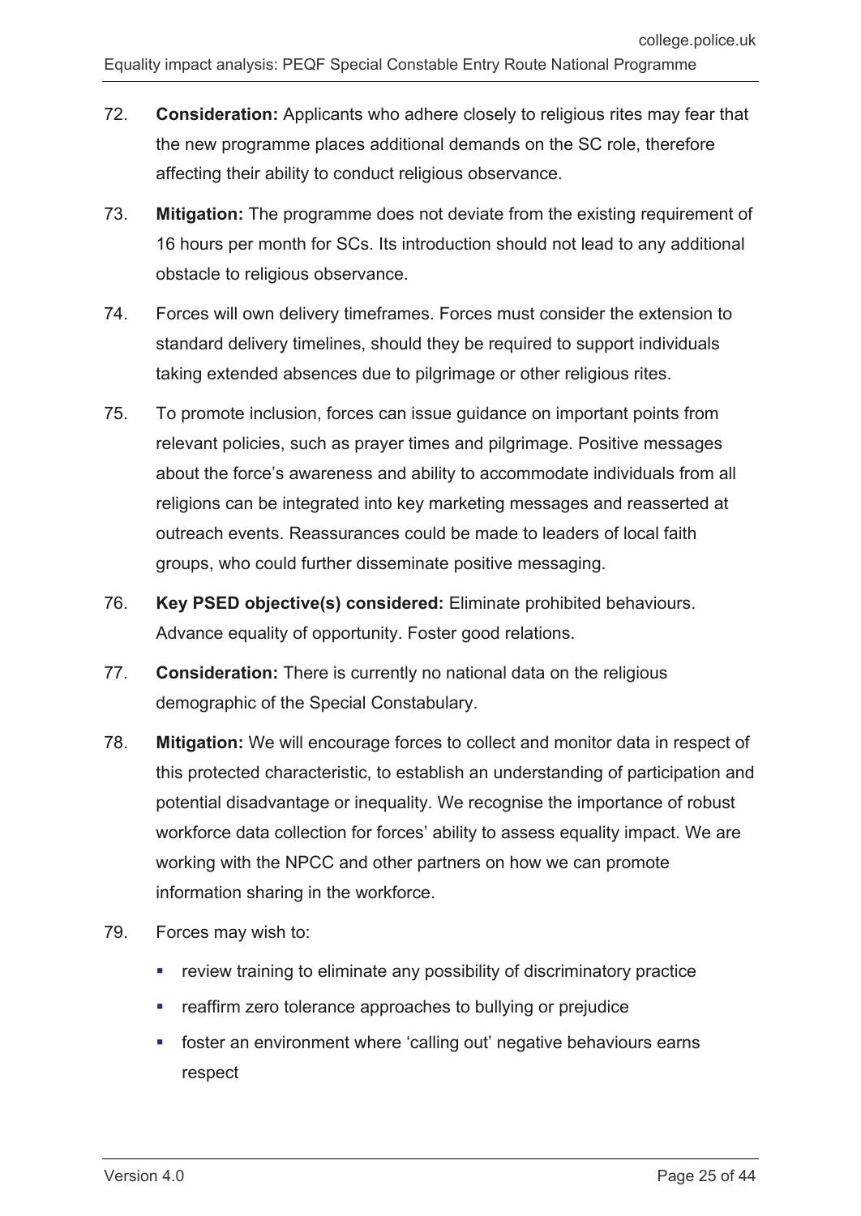72. **Consideration:** Applicants who adhere closely to religious rites may fear that the new programme places additional demands on the SC role, therefore affecting their ability to conduct religious observance.

73. **Mitigation:** The programme does not deviate from the existing requirement of 16 hours per month for SCs. Its introduction should not lead to any additional obstacle to religious observance.

74. Forces will own delivery timeframes. Forces must consider the extension to standard delivery timelines, should they be required to support individuals taking extended absences due to pilgrimage or other religious rites.

75. To promote inclusion, forces can issue guidance on important points from relevant policies, such as prayer times and pilgrimage. Positive messages about the force's awareness and ability to accommodate individuals from all religions can be integrated into key marketing messages and reasserted at outreach events. Reassurances could be made to leaders of local faith groups, who could further disseminate positive messaging.

76. **Key PSED objective(s) considered:** Eliminate prohibited behaviours. Advance equality of opportunity. Foster good relations.

77. **Consideration:** There is currently no national data on the religious demographic of the Special Constabulary.

78. **Mitigation:** We will encourage forces to collect and monitor data in respect of this protected characteristic, to establish an understanding of participation and potential disadvantage or inequality. We recognise the importance of robust workforce data collection for forces' ability to assess equality impact. We are working with the NPCC and other partners on how we can promote information sharing in the workforce.

79. Forces may wish to:

    - review training to eliminate any possibility of discriminatory practice
    - reaffirm zero tolerance approaches to bullying or prejudice
    - foster an environment where 'calling out' negative behaviours earns respect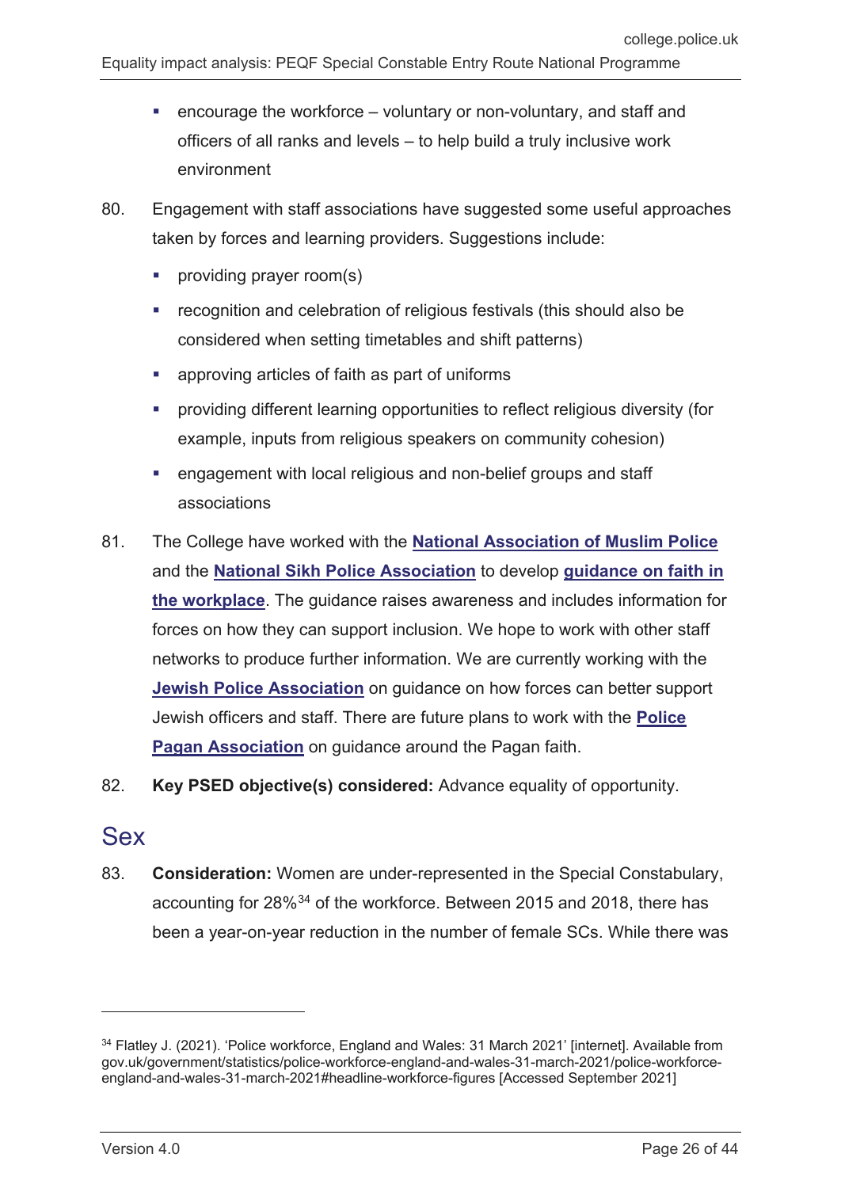- encourage the workforce – voluntary or non-voluntary, and staff and officers of all ranks and levels – to help build a truly inclusive work environment

80. Engagement with staff associations have suggested some useful approaches taken by forces and learning providers. Suggestions include:
    - providing prayer room(s)
    - recognition and celebration of religious festivals (this should also be considered when setting timetables and shift patterns)
    - approving articles of faith as part of uniforms
    - providing different learning opportunities to reflect religious diversity (for example, inputs from religious speakers on community cohesion)
    - engagement with local religious and non-belief groups and staff associations

81. The College have worked with the **National Association of Muslim Police** and the **National Sikh Police Association** to develop **guidance on faith in the workplace**. The guidance raises awareness and includes information for forces on how they can support inclusion. We hope to work with other staff networks to produce further information. We are currently working with the **Jewish Police Association** on guidance on how forces can better support Jewish officers and staff. There are future plans to work with the **Police Pagan Association** on guidance around the Pagan faith.

82. **Key PSED objective(s) considered:** Advance equality of opportunity.

## Sex

83. **Consideration:** Women are under-represented in the Special Constabulary, accounting for 28%[34] of the workforce. Between 2015 and 2018, there has been a year-on-year reduction in the number of female SCs. While there was

[34] Flatley J. (2021). 'Police workforce, England and Wales: 31 March 2021' [internet]. Available from gov.uk/government/statistics/police-workforce-england-and-wales-31-march-2021/police-workforce-england-and-wales-31-march-2021#headline-workforce-figures [Accessed September 2021]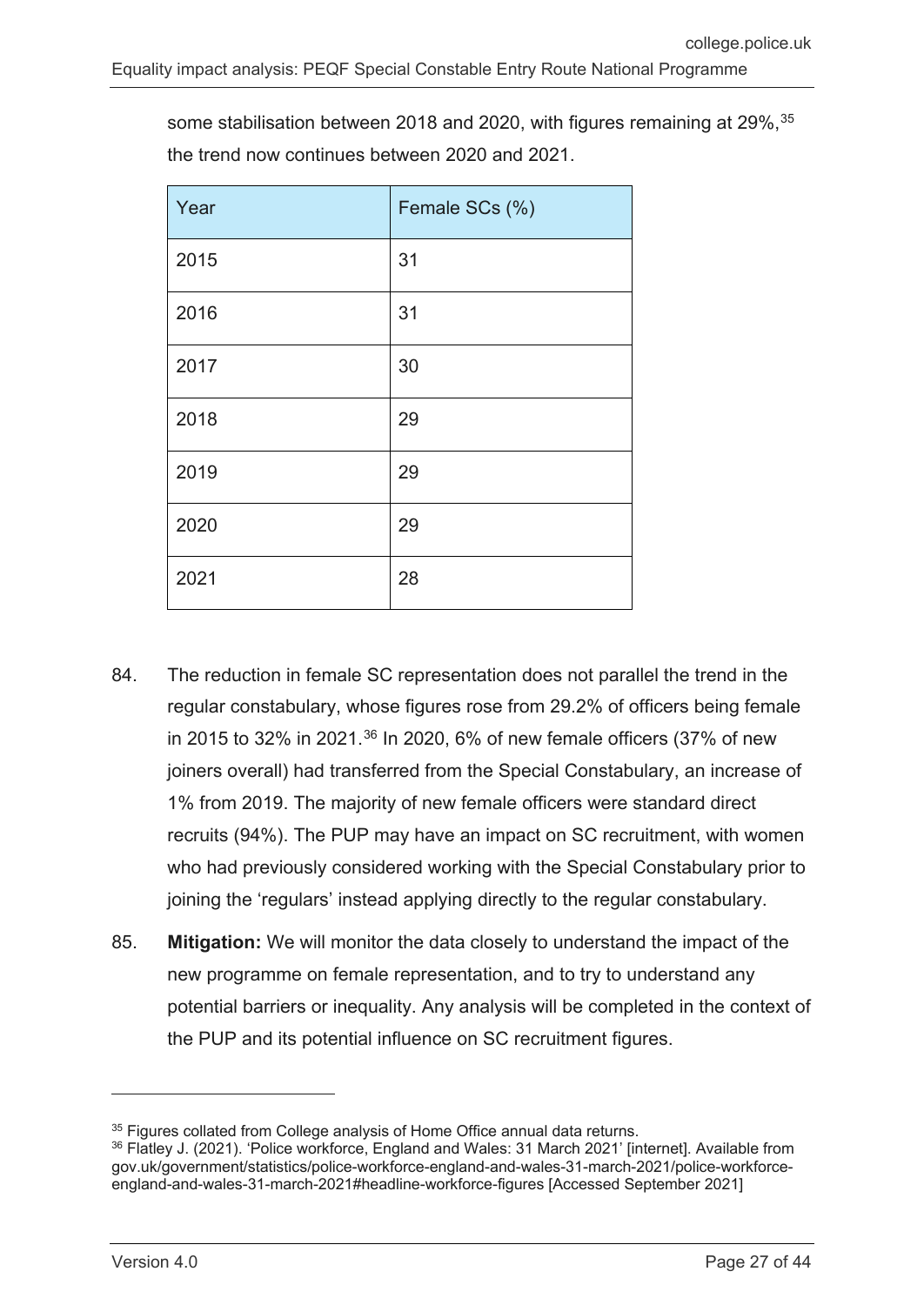some stabilisation between 2018 and 2020, with figures remaining at 29%,[35] the trend now continues between 2020 and 2021.

| Year | Female SCs (%) |
|---|---|
| 2015 | 31 |
| 2016 | 31 |
| 2017 | 30 |
| 2018 | 29 |
| 2019 | 29 |
| 2020 | 29 |
| 2021 | 28 |

84. The reduction in female SC representation does not parallel the trend in the regular constabulary, whose figures rose from 29.2% of officers being female in 2015 to 32% in 2021.[36] In 2020, 6% of new female officers (37% of new joiners overall) had transferred from the Special Constabulary, an increase of 1% from 2019. The majority of new female officers were standard direct recruits (94%). The PUP may have an impact on SC recruitment, with women who had previously considered working with the Special Constabulary prior to joining the 'regulars' instead applying directly to the regular constabulary.

85. **Mitigation:** We will monitor the data closely to understand the impact of the new programme on female representation, and to try to understand any potential barriers or inequality. Any analysis will be completed in the context of the PUP and its potential influence on SC recruitment figures.

---

[35] Figures collated from College analysis of Home Office annual data returns.

[36] Flatley J. (2021). 'Police workforce, England and Wales: 31 March 2021' [internet]. Available from gov.uk/government/statistics/police-workforce-england-and-wales-31-march-2021/police-workforce-england-and-wales-31-march-2021#headline-workforce-figures [Accessed September 2021]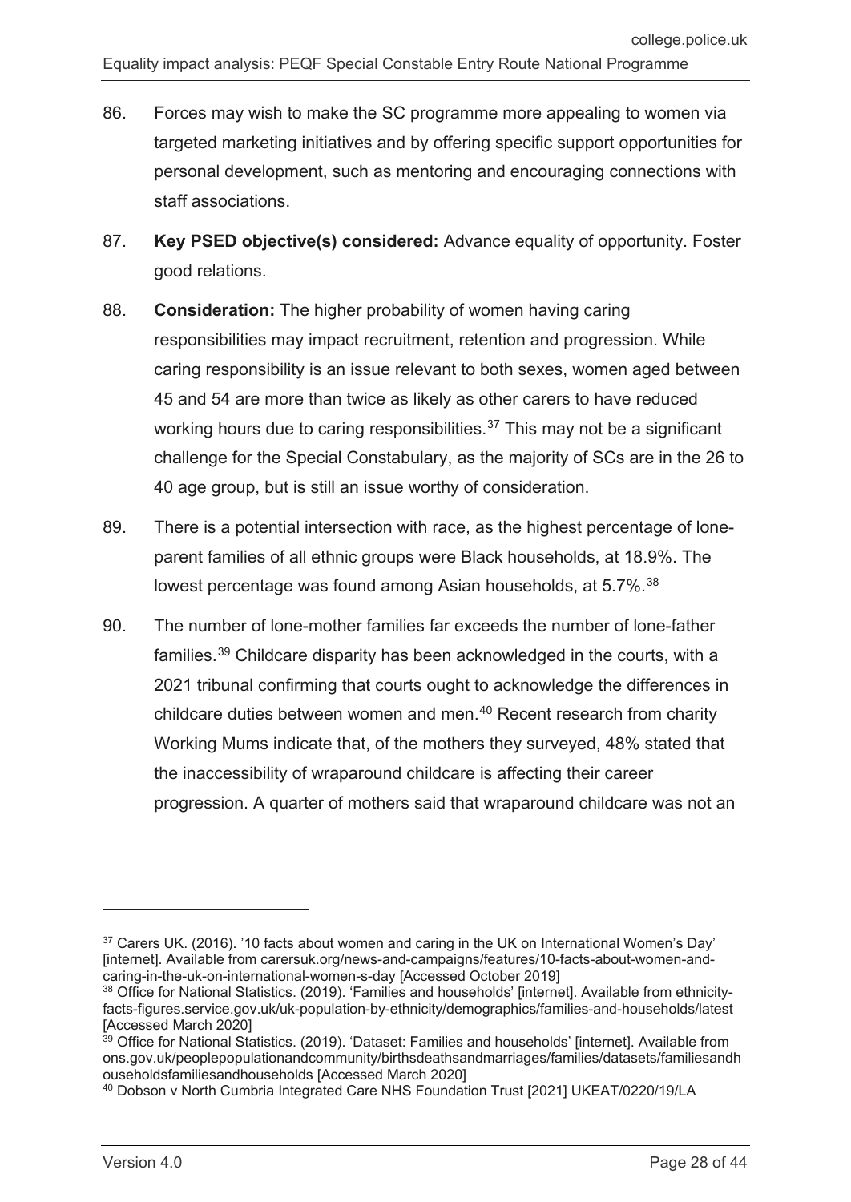86. Forces may wish to make the SC programme more appealing to women via targeted marketing initiatives and by offering specific support opportunities for personal development, such as mentoring and encouraging connections with staff associations.

87. **Key PSED objective(s) considered:** Advance equality of opportunity. Foster good relations.

88. **Consideration:** The higher probability of women having caring responsibilities may impact recruitment, retention and progression. While caring responsibility is an issue relevant to both sexes, women aged between 45 and 54 are more than twice as likely as other carers to have reduced working hours due to caring responsibilities.[37] This may not be a significant challenge for the Special Constabulary, as the majority of SCs are in the 26 to 40 age group, but is still an issue worthy of consideration.

89. There is a potential intersection with race, as the highest percentage of lone-parent families of all ethnic groups were Black households, at 18.9%. The lowest percentage was found among Asian households, at 5.7%.[38]

90. The number of lone-mother families far exceeds the number of lone-father families.[39] Childcare disparity has been acknowledged in the courts, with a 2021 tribunal confirming that courts ought to acknowledge the differences in childcare duties between women and men.[40] Recent research from charity Working Mums indicate that, of the mothers they surveyed, 48% stated that the inaccessibility of wraparound childcare is affecting their career progression. A quarter of mothers said that wraparound childcare was not an

---

[37] Carers UK. (2016). '10 facts about women and caring in the UK on International Women's Day' [internet]. Available from carersuk.org/news-and-campaigns/features/10-facts-about-women-and-caring-in-the-uk-on-international-women-s-day [Accessed October 2019]

[38] Office for National Statistics. (2019). 'Families and households' [internet]. Available from ethnicity-facts-figures.service.gov.uk/uk-population-by-ethnicity/demographics/families-and-households/latest [Accessed March 2020]

[39] Office for National Statistics. (2019). 'Dataset: Families and households' [internet]. Available from ons.gov.uk/peoplepopulationandcommunity/birthsdeathsandmarriages/families/datasets/familiesandhouseholdsfamiliesandhouseholds [Accessed March 2020]

[40] Dobson v North Cumbria Integrated Care NHS Foundation Trust [2021] UKEAT/0220/19/LA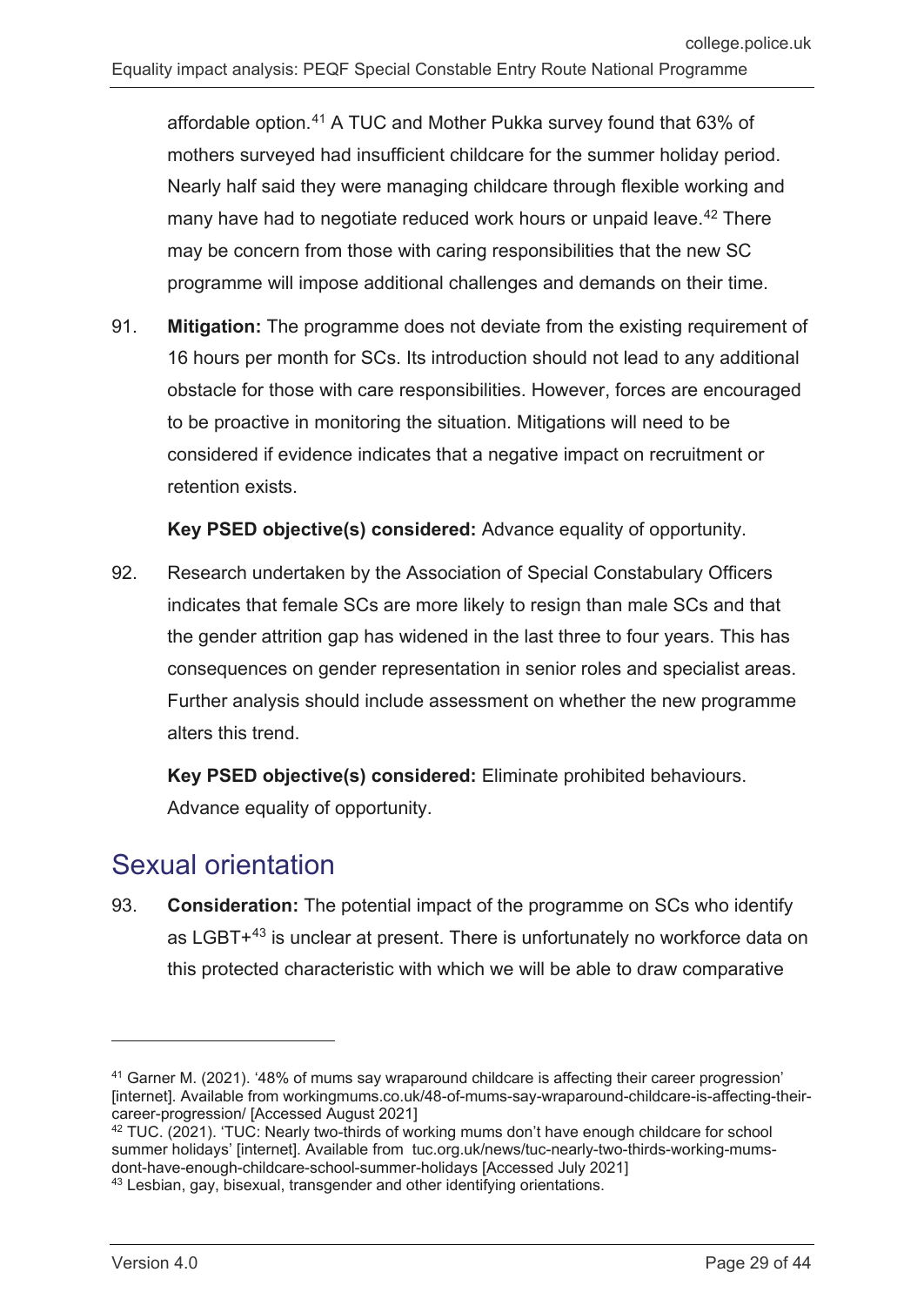affordable option.[41] A TUC and Mother Pukka survey found that 63% of mothers surveyed had insufficient childcare for the summer holiday period. Nearly half said they were managing childcare through flexible working and many have had to negotiate reduced work hours or unpaid leave.[42] There may be concern from those with caring responsibilities that the new SC programme will impose additional challenges and demands on their time.

91. **Mitigation:** The programme does not deviate from the existing requirement of 16 hours per month for SCs. Its introduction should not lead to any additional obstacle for those with care responsibilities. However, forces are encouraged to be proactive in monitoring the situation. Mitigations will need to be considered if evidence indicates that a negative impact on recruitment or retention exists.

    **Key PSED objective(s) considered:** Advance equality of opportunity.

92. Research undertaken by the Association of Special Constabulary Officers indicates that female SCs are more likely to resign than male SCs and that the gender attrition gap has widened in the last three to four years. This has consequences on gender representation in senior roles and specialist areas. Further analysis should include assessment on whether the new programme alters this trend.

    **Key PSED objective(s) considered:** Eliminate prohibited behaviours. Advance equality of opportunity.

## Sexual orientation

93. **Consideration:** The potential impact of the programme on SCs who identify as LGBT+[43] is unclear at present. There is unfortunately no workforce data on this protected characteristic with which we will be able to draw comparative

---

[41] Garner M. (2021). '48% of mums say wraparound childcare is affecting their career progression' [internet]. Available from workingmums.co.uk/48-of-mums-say-wraparound-childcare-is-affecting-their-career-progression/ [Accessed August 2021]

[42] TUC. (2021). 'TUC: Nearly two-thirds of working mums don't have enough childcare for school summer holidays' [internet]. Available from tuc.org.uk/news/tuc-nearly-two-thirds-working-mums-dont-have-enough-childcare-school-summer-holidays [Accessed July 2021]

[43] Lesbian, gay, bisexual, transgender and other identifying orientations.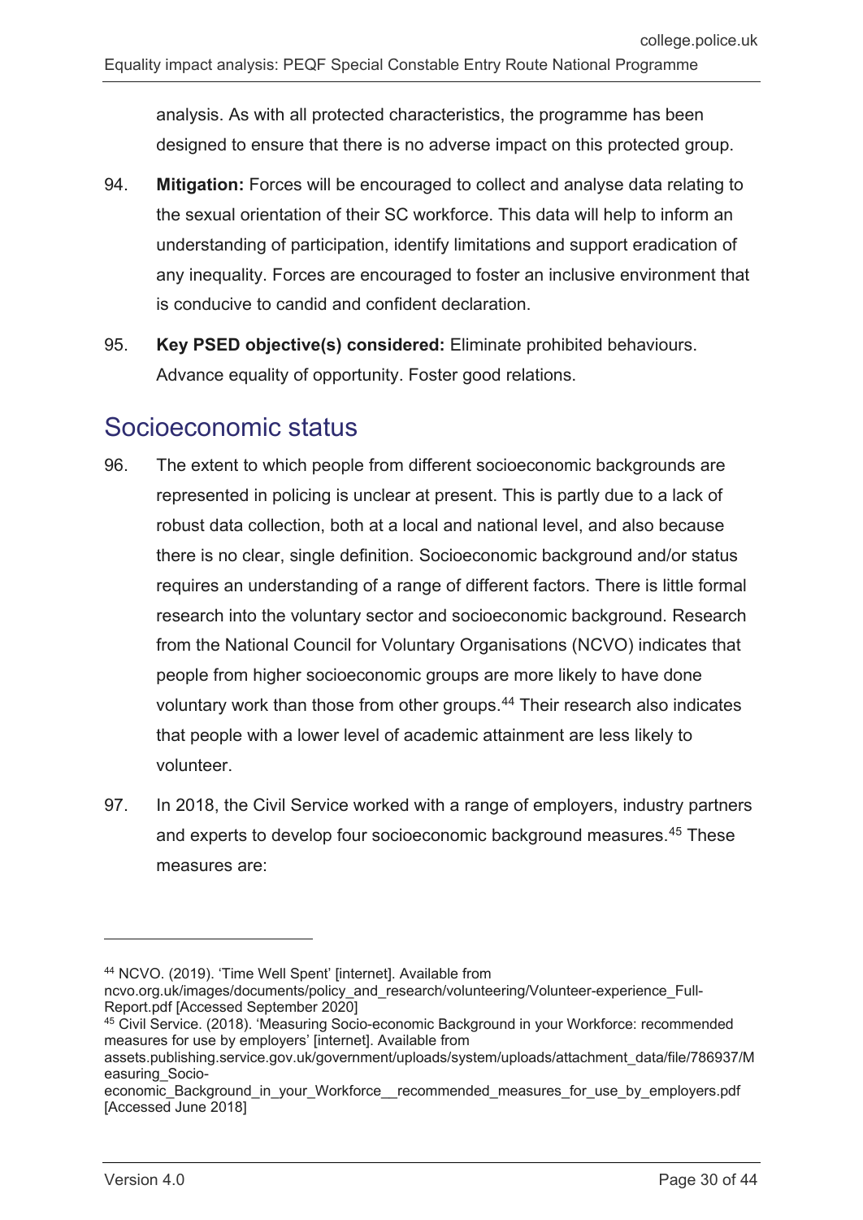analysis. As with all protected characteristics, the programme has been designed to ensure that there is no adverse impact on this protected group.

94. **Mitigation:** Forces will be encouraged to collect and analyse data relating to the sexual orientation of their SC workforce. This data will help to inform an understanding of participation, identify limitations and support eradication of any inequality. Forces are encouraged to foster an inclusive environment that is conducive to candid and confident declaration.

95. **Key PSED objective(s) considered:** Eliminate prohibited behaviours. Advance equality of opportunity. Foster good relations.

## Socioeconomic status

96. The extent to which people from different socioeconomic backgrounds are represented in policing is unclear at present. This is partly due to a lack of robust data collection, both at a local and national level, and also because there is no clear, single definition. Socioeconomic background and/or status requires an understanding of a range of different factors. There is little formal research into the voluntary sector and socioeconomic background. Research from the National Council for Voluntary Organisations (NCVO) indicates that people from higher socioeconomic groups are more likely to have done voluntary work than those from other groups.[44] Their research also indicates that people with a lower level of academic attainment are less likely to volunteer.

97. In 2018, the Civil Service worked with a range of employers, industry partners and experts to develop four socioeconomic background measures.[45] These measures are:

---

[44] NCVO. (2019). 'Time Well Spent' [internet]. Available from ncvo.org.uk/images/documents/policy_and_research/volunteering/Volunteer-experience_Full-Report.pdf [Accessed September 2020]

[45] Civil Service. (2018). 'Measuring Socio-economic Background in your Workforce: recommended measures for use by employers' [internet]. Available from assets.publishing.service.gov.uk/government/uploads/system/uploads/attachment_data/file/786937/Measuring_Socio-economic_Background_in_your_Workforce__recommended_measures_for_use_by_employers.pdf [Accessed June 2018]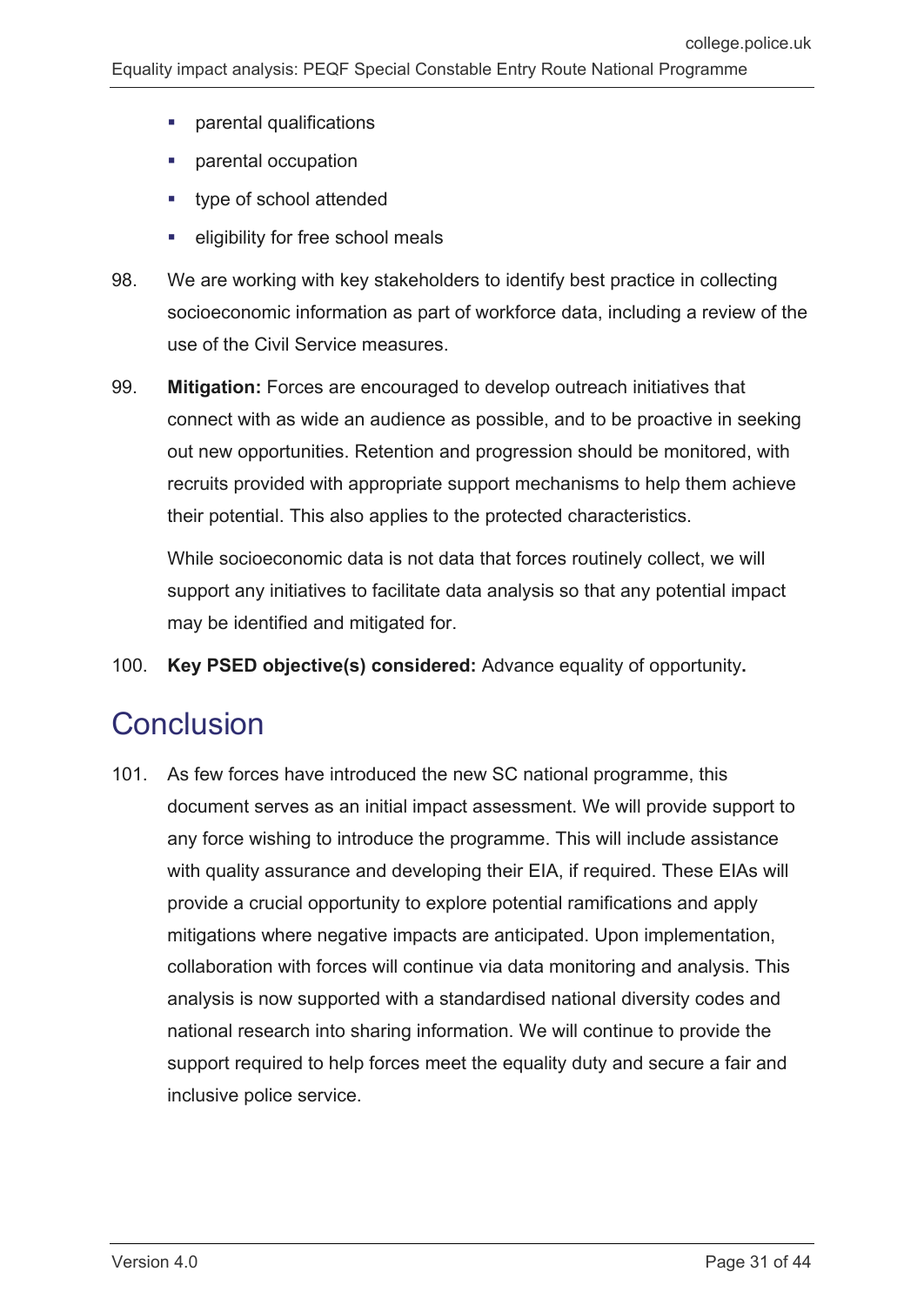- parental qualifications
- parental occupation
- type of school attended
- eligibility for free school meals

98. We are working with key stakeholders to identify best practice in collecting socioeconomic information as part of workforce data, including a review of the use of the Civil Service measures.

99. **Mitigation:** Forces are encouraged to develop outreach initiatives that connect with as wide an audience as possible, and to be proactive in seeking out new opportunities. Retention and progression should be monitored, with recruits provided with appropriate support mechanisms to help them achieve their potential. This also applies to the protected characteristics.

    While socioeconomic data is not data that forces routinely collect, we will support any initiatives to facilitate data analysis so that any potential impact may be identified and mitigated for.

100. **Key PSED objective(s) considered:** Advance equality of opportunity**.**

## Conclusion

101. As few forces have introduced the new SC national programme, this document serves as an initial impact assessment. We will provide support to any force wishing to introduce the programme. This will include assistance with quality assurance and developing their EIA, if required. These EIAs will provide a crucial opportunity to explore potential ramifications and apply mitigations where negative impacts are anticipated. Upon implementation, collaboration with forces will continue via data monitoring and analysis. This analysis is now supported with a standardised national diversity codes and national research into sharing information. We will continue to provide the support required to help forces meet the equality duty and secure a fair and inclusive police service.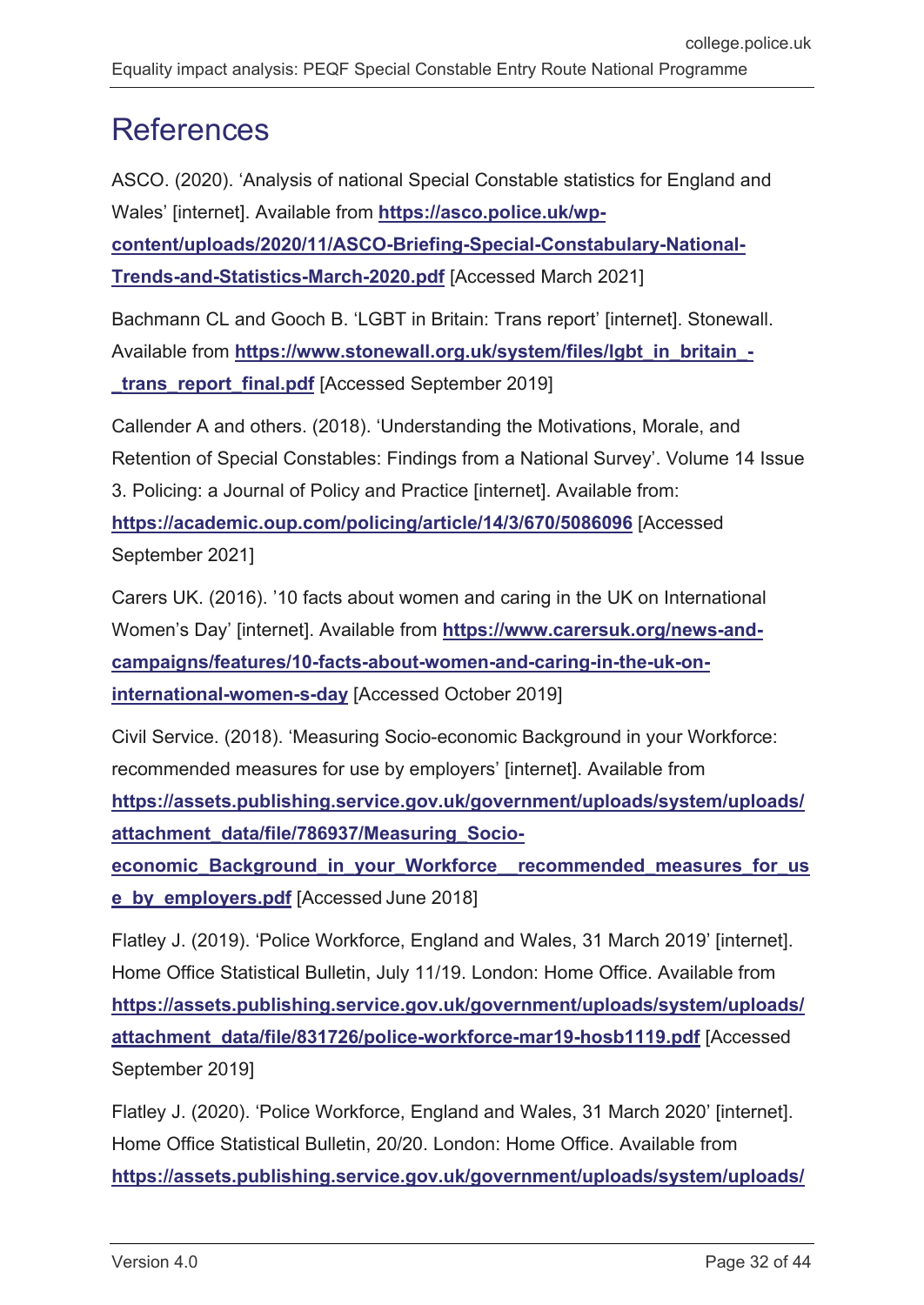# References

ASCO. (2020). 'Analysis of national Special Constable statistics for England and Wales' [internet]. Available from **https://asco.police.uk/wp-content/uploads/2020/11/ASCO-Briefing-Special-Constabulary-National-Trends-and-Statistics-March-2020.pdf** [Accessed March 2021]

Bachmann CL and Gooch B. 'LGBT in Britain: Trans report' [internet]. Stonewall. Available from **https://www.stonewall.org.uk/system/files/lgbt_in_britain_-_trans_report_final.pdf** [Accessed September 2019]

Callender A and others. (2018). 'Understanding the Motivations, Morale, and Retention of Special Constables: Findings from a National Survey'. Volume 14 Issue 3. Policing: a Journal of Policy and Practice [internet]. Available from: **https://academic.oup.com/policing/article/14/3/670/5086096** [Accessed September 2021]

Carers UK. (2016). '10 facts about women and caring in the UK on International Women's Day' [internet]. Available from **https://www.carersuk.org/news-and-campaigns/features/10-facts-about-women-and-caring-in-the-uk-on-international-women-s-day** [Accessed October 2019]

Civil Service. (2018). 'Measuring Socio-economic Background in your Workforce: recommended measures for use by employers' [internet]. Available from **https://assets.publishing.service.gov.uk/government/uploads/system/uploads/attachment_data/file/786937/Measuring_Socio-economic_Background_in_your_Workforce__recommended_measures_for_use_by_employers.pdf** [Accessed June 2018]

Flatley J. (2019). 'Police Workforce, England and Wales, 31 March 2019' [internet]. Home Office Statistical Bulletin, July 11/19. London: Home Office. Available from **https://assets.publishing.service.gov.uk/government/uploads/system/uploads/attachment_data/file/831726/police-workforce-mar19-hosb1119.pdf** [Accessed September 2019]

Flatley J. (2020). 'Police Workforce, England and Wales, 31 March 2020' [internet]. Home Office Statistical Bulletin, 20/20. London: Home Office. Available from **https://assets.publishing.service.gov.uk/government/uploads/system/uploads/**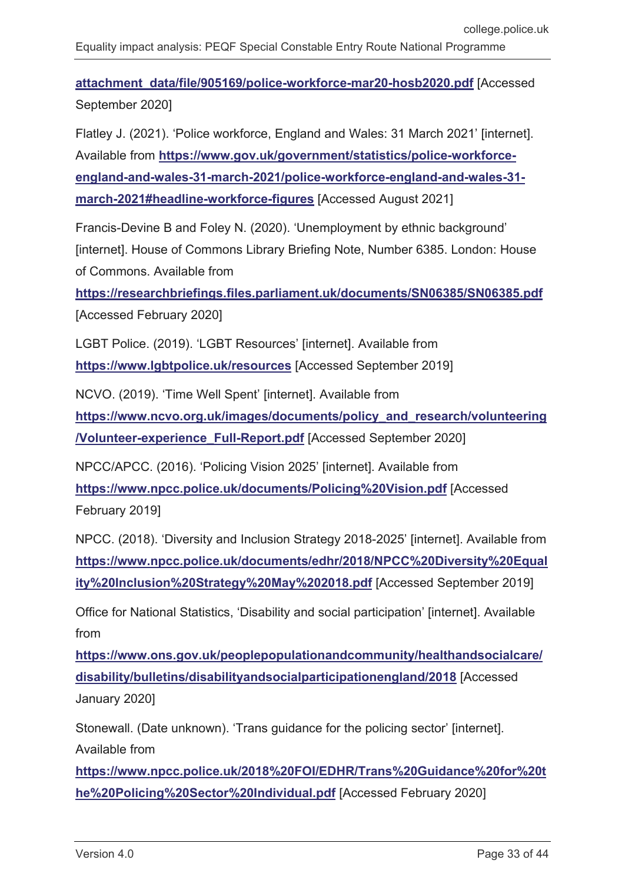[attachment_data/file/905169/police-workforce-mar20-hosb2020.pdf](attachment_data/file/905169/police-workforce-mar20-hosb2020.pdf) [Accessed September 2020]

Flatley J. (2021). 'Police workforce, England and Wales: 31 March 2021' [internet]. Available from [https://www.gov.uk/government/statistics/police-workforce-england-and-wales-31-march-2021/police-workforce-england-and-wales-31-march-2021#headline-workforce-figures](https://www.gov.uk/government/statistics/police-workforce-england-and-wales-31-march-2021/police-workforce-england-and-wales-31-march-2021#headline-workforce-figures) [Accessed August 2021]

Francis-Devine B and Foley N. (2020). 'Unemployment by ethnic background' [internet]. House of Commons Library Briefing Note, Number 6385. London: House of Commons. Available from [https://researchbriefings.files.parliament.uk/documents/SN06385/SN06385.pdf](https://researchbriefings.files.parliament.uk/documents/SN06385/SN06385.pdf) [Accessed February 2020]

LGBT Police. (2019). 'LGBT Resources' [internet]. Available from [https://www.lgbtpolice.uk/resources](https://www.lgbtpolice.uk/resources) [Accessed September 2019]

NCVO. (2019). 'Time Well Spent' [internet]. Available from [https://www.ncvo.org.uk/images/documents/policy_and_research/volunteering/Volunteer-experience_Full-Report.pdf](https://www.ncvo.org.uk/images/documents/policy_and_research/volunteering/Volunteer-experience_Full-Report.pdf) [Accessed September 2020]

NPCC/APCC. (2016). 'Policing Vision 2025' [internet]. Available from [https://www.npcc.police.uk/documents/Policing%20Vision.pdf](https://www.npcc.police.uk/documents/Policing%20Vision.pdf) [Accessed February 2019]

NPCC. (2018). 'Diversity and Inclusion Strategy 2018-2025' [internet]. Available from [https://www.npcc.police.uk/documents/edhr/2018/NPCC%20Diversity%20Equality%20Inclusion%20Strategy%20May%202018.pdf](https://www.npcc.police.uk/documents/edhr/2018/NPCC%20Diversity%20Equality%20Inclusion%20Strategy%20May%202018.pdf) [Accessed September 2019]

Office for National Statistics, 'Disability and social participation' [internet]. Available from [https://www.ons.gov.uk/peoplepopulationandcommunity/healthandsocialcare/disability/bulletins/disabilityandsocialparticipationengland/2018](https://www.ons.gov.uk/peoplepopulationandcommunity/healthandsocialcare/disability/bulletins/disabilityandsocialparticipationengland/2018) [Accessed January 2020]

Stonewall. (Date unknown). 'Trans guidance for the policing sector' [internet]. Available from [https://www.npcc.police.uk/2018%20FOI/EDHR/Trans%20Guidance%20for%20the%20Policing%20Sector%20Individual.pdf](https://www.npcc.police.uk/2018%20FOI/EDHR/Trans%20Guidance%20for%20the%20Policing%20Sector%20Individual.pdf) [Accessed February 2020]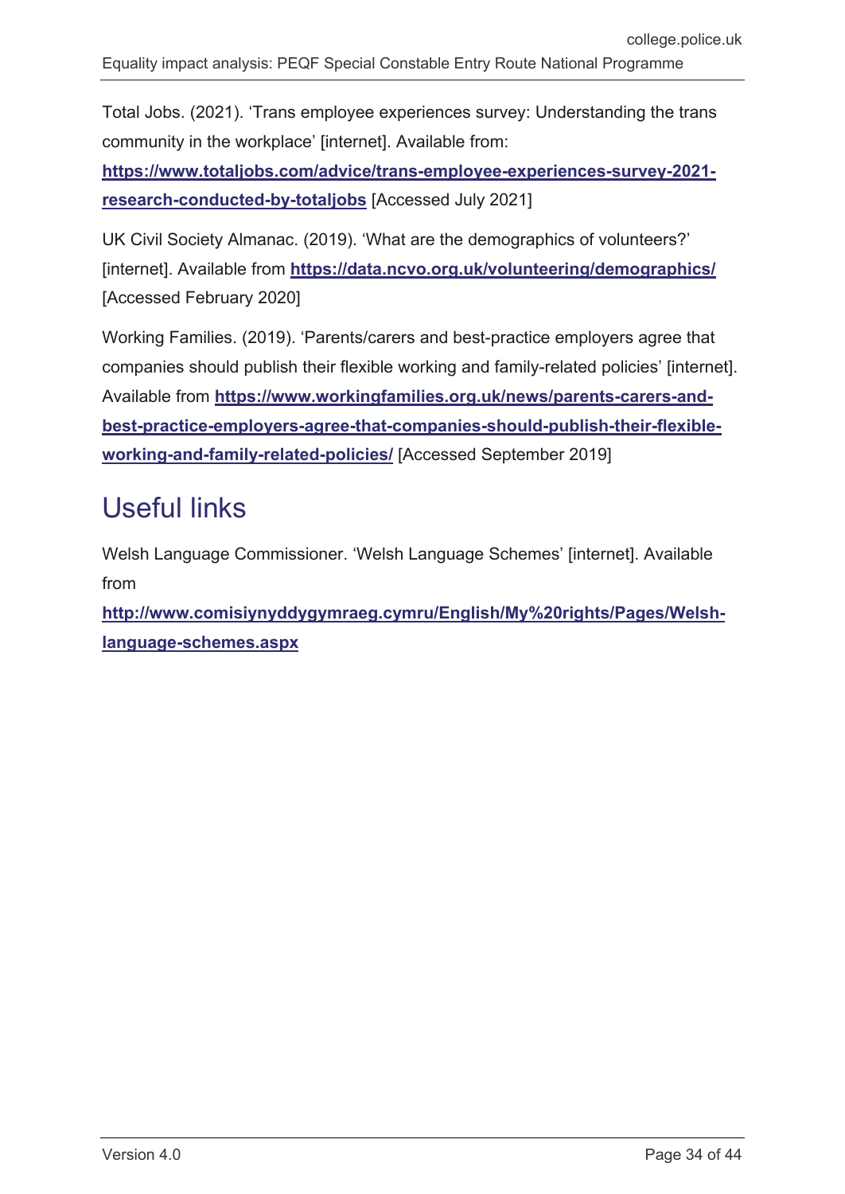Total Jobs. (2021). 'Trans employee experiences survey: Understanding the trans community in the workplace' [internet]. Available from: **https://www.totaljobs.com/advice/trans-employee-experiences-survey-2021-research-conducted-by-totaljobs** [Accessed July 2021]

UK Civil Society Almanac. (2019). 'What are the demographics of volunteers?' [internet]. Available from **https://data.ncvo.org.uk/volunteering/demographics/** [Accessed February 2020]

Working Families. (2019). 'Parents/carers and best-practice employers agree that companies should publish their flexible working and family-related policies' [internet]. Available from **https://www.workingfamilies.org.uk/news/parents-carers-and-best-practice-employers-agree-that-companies-should-publish-their-flexible-working-and-family-related-policies/** [Accessed September 2019]

# Useful links

Welsh Language Commissioner. 'Welsh Language Schemes' [internet]. Available from **http://www.comisiynyddygymraeg.cymru/English/My%20rights/Pages/Welsh-language-schemes.aspx**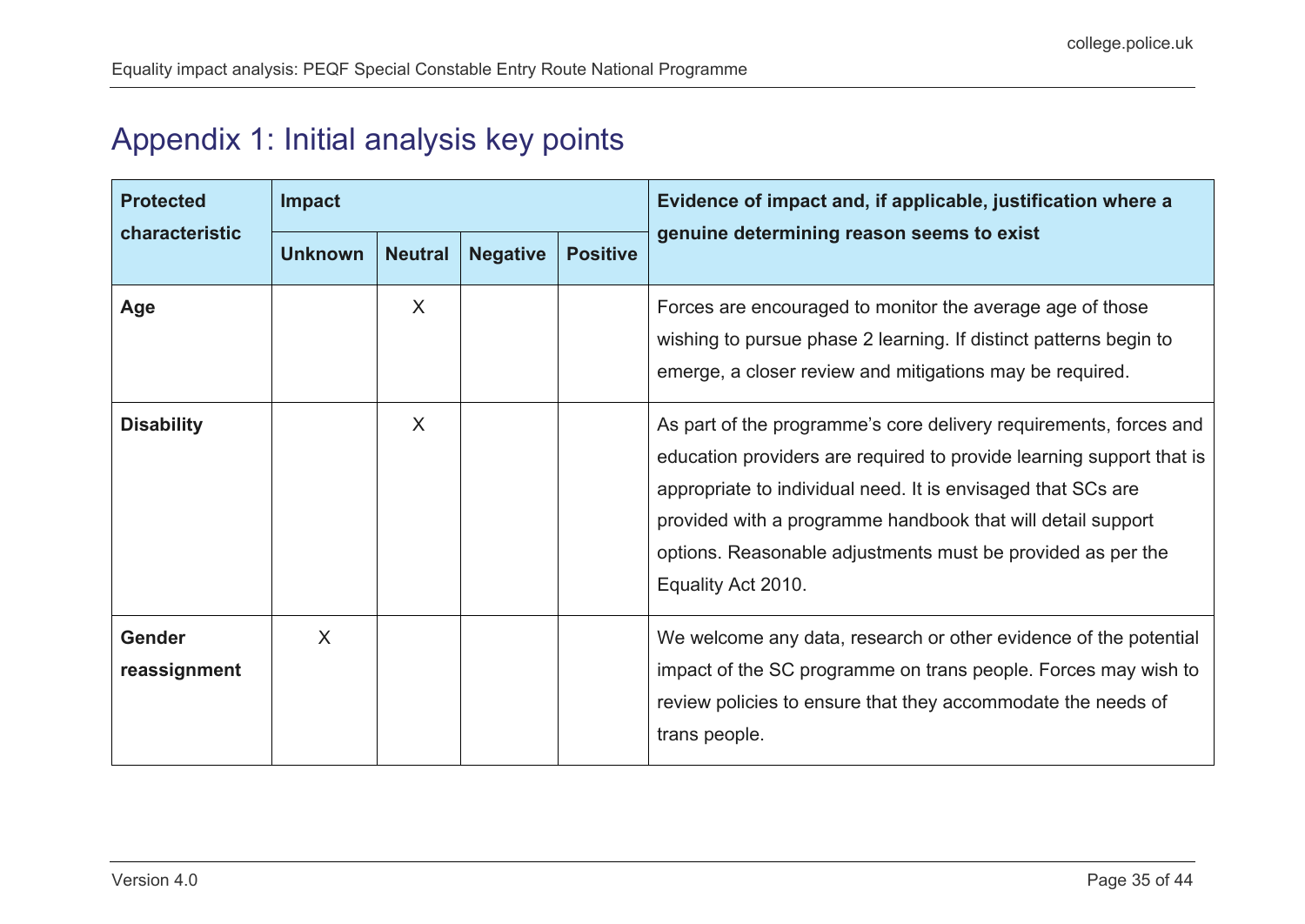## Appendix 1: Initial analysis key points

| Protected characteristic | Impact | | | | Evidence of impact and, if applicable, justification where a genuine determining reason seems to exist |
|---|---|---|---|---|---|
| | Unknown | Neutral | Negative | Positive | |
| **Age** | | X | | | Forces are encouraged to monitor the average age of those wishing to pursue phase 2 learning. If distinct patterns begin to emerge, a closer review and mitigations may be required. |
| **Disability** | | X | | | As part of the programme's core delivery requirements, forces and education providers are required to provide learning support that is appropriate to individual need. It is envisaged that SCs are provided with a programme handbook that will detail support options. Reasonable adjustments must be provided as per the Equality Act 2010. |
| **Gender reassignment** | X | | | | We welcome any data, research or other evidence of the potential impact of the SC programme on trans people. Forces may wish to review policies to ensure that they accommodate the needs of trans people. |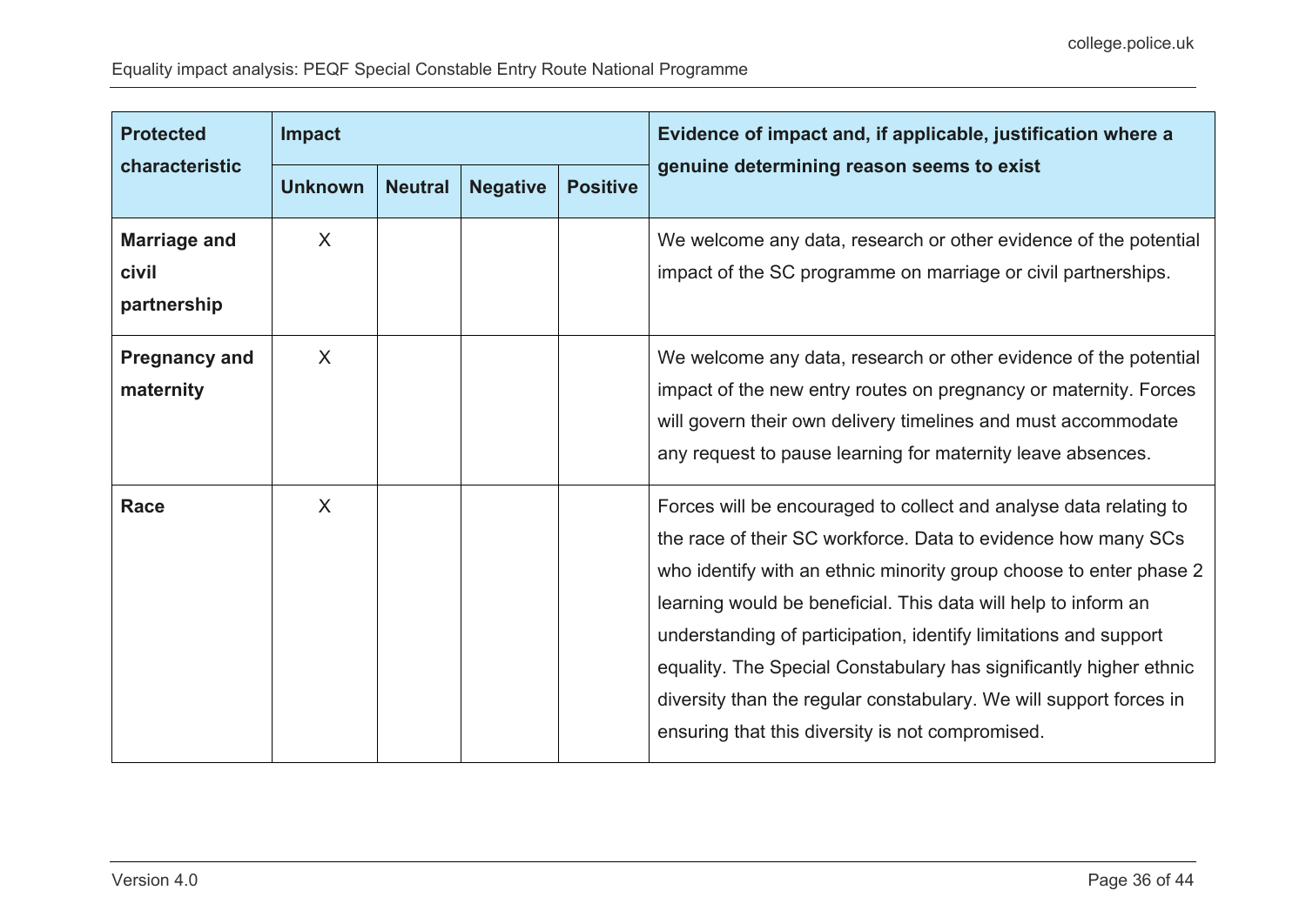| Protected characteristic | Impact | | | | Evidence of impact and, if applicable, justification where a genuine determining reason seems to exist |
|---|---|---|---|---|---|
| | **Unknown** | **Neutral** | **Negative** | **Positive** | |
| **Marriage and civil partnership** | X | | | | We welcome any data, research or other evidence of the potential impact of the SC programme on marriage or civil partnerships. |
| **Pregnancy and maternity** | X | | | | We welcome any data, research or other evidence of the potential impact of the new entry routes on pregnancy or maternity. Forces will govern their own delivery timelines and must accommodate any request to pause learning for maternity leave absences. |
| **Race** | X | | | | Forces will be encouraged to collect and analyse data relating to the race of their SC workforce. Data to evidence how many SCs who identify with an ethnic minority group choose to enter phase 2 learning would be beneficial. This data will help to inform an understanding of participation, identify limitations and support equality. The Special Constabulary has significantly higher ethnic diversity than the regular constabulary. We will support forces in ensuring that this diversity is not compromised. |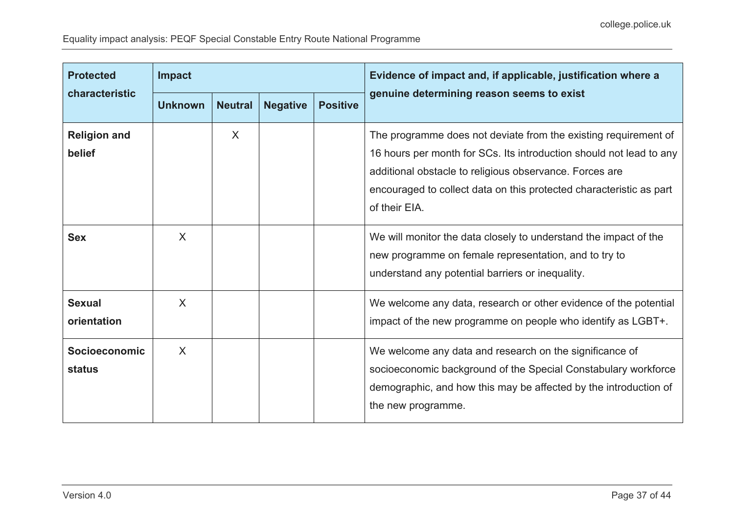| Protected characteristic | Impact | | | | Evidence of impact and, if applicable, justification where a genuine determining reason seems to exist |
|---|---|---|---|---|---|
| | Unknown | Neutral | Negative | Positive | |
| **Religion and belief** | | X | | | The programme does not deviate from the existing requirement of 16 hours per month for SCs. Its introduction should not lead to any additional obstacle to religious observance. Forces are encouraged to collect data on this protected characteristic as part of their EIA. |
| **Sex** | X | | | | We will monitor the data closely to understand the impact of the new programme on female representation, and to try to understand any potential barriers or inequality. |
| **Sexual orientation** | X | | | | We welcome any data, research or other evidence of the potential impact of the new programme on people who identify as LGBT+. |
| **Socioeconomic status** | X | | | | We welcome any data and research on the significance of socioeconomic background of the Special Constabulary workforce demographic, and how this may be affected by the introduction of the new programme. |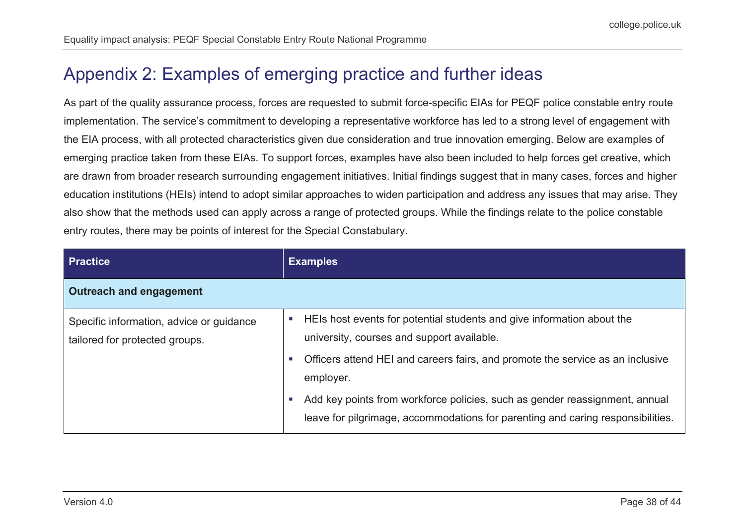# Appendix 2: Examples of emerging practice and further ideas

As part of the quality assurance process, forces are requested to submit force-specific EIAs for PEQF police constable entry route implementation. The service's commitment to developing a representative workforce has led to a strong level of engagement with the EIA process, with all protected characteristics given due consideration and true innovation emerging. Below are examples of emerging practice taken from these EIAs. To support forces, examples have also been included to help forces get creative, which are drawn from broader research surrounding engagement initiatives. Initial findings suggest that in many cases, forces and higher education institutions (HEIs) intend to adopt similar approaches to widen participation and address any issues that may arise. They also show that the methods used can apply across a range of protected groups. While the findings relate to the police constable entry routes, there may be points of interest for the Special Constabulary.

| Practice | Examples |
|---|---|
| **Outreach and engagement** | |
| Specific information, advice or guidance tailored for protected groups. | <ul><li>HEIs host events for potential students and give information about the university, courses and support available.</li><li>Officers attend HEI and careers fairs, and promote the service as an inclusive employer.</li><li>Add key points from workforce policies, such as gender reassignment, annual leave for pilgrimage, accommodations for parenting and caring responsibilities.</li></ul> |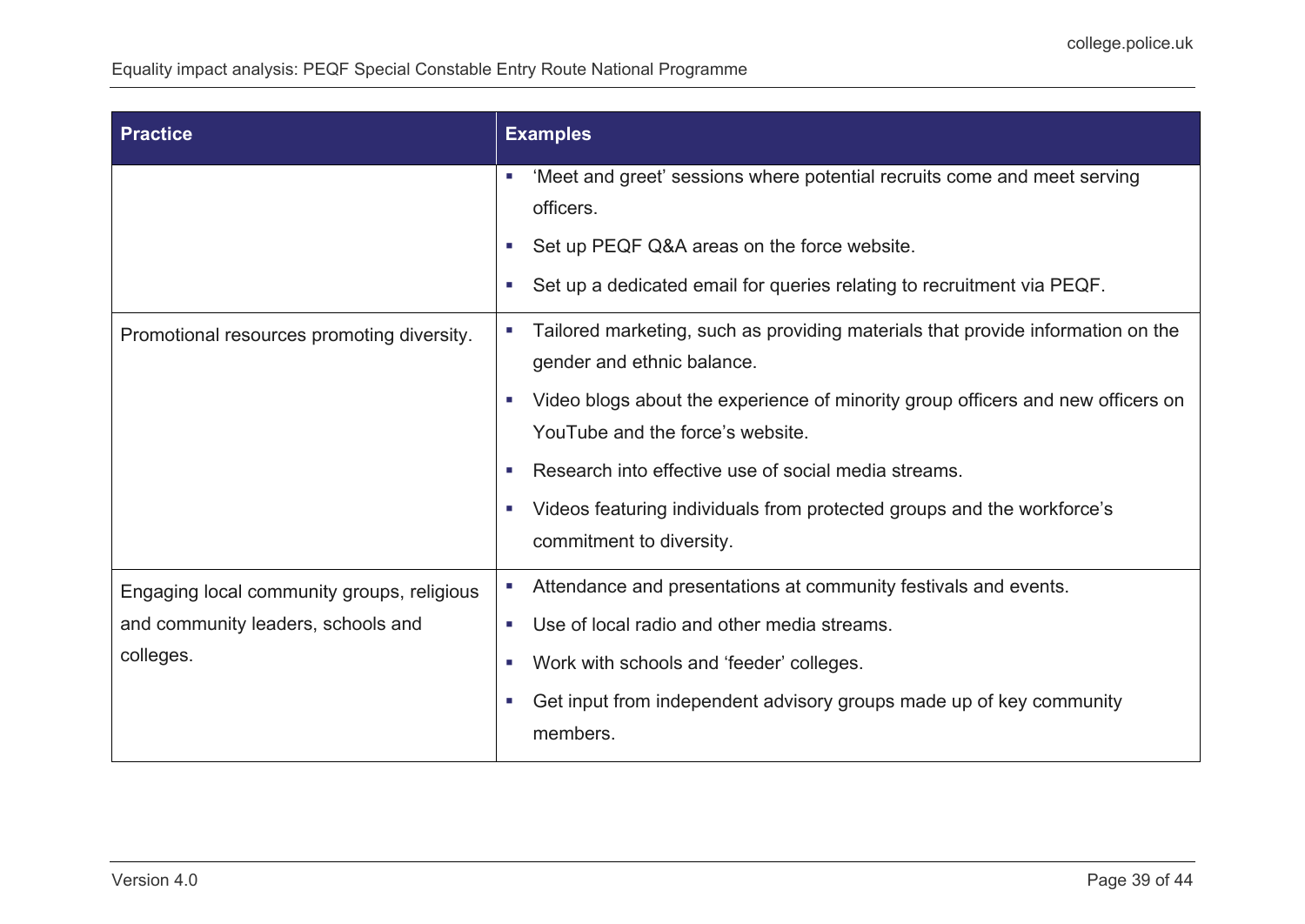| Practice | Examples |
|---|---|
| | ▪ 'Meet and greet' sessions where potential recruits come and meet serving officers.<br>▪ Set up PEQF Q&A areas on the force website.<br>▪ Set up a dedicated email for queries relating to recruitment via PEQF. |
| Promotional resources promoting diversity. | ▪ Tailored marketing, such as providing materials that provide information on the gender and ethnic balance.<br>▪ Video blogs about the experience of minority group officers and new officers on YouTube and the force's website.<br>▪ Research into effective use of social media streams.<br>▪ Videos featuring individuals from protected groups and the workforce's commitment to diversity. |
| Engaging local community groups, religious and community leaders, schools and colleges. | ▪ Attendance and presentations at community festivals and events.<br>▪ Use of local radio and other media streams.<br>▪ Work with schools and 'feeder' colleges.<br>▪ Get input from independent advisory groups made up of key community members. |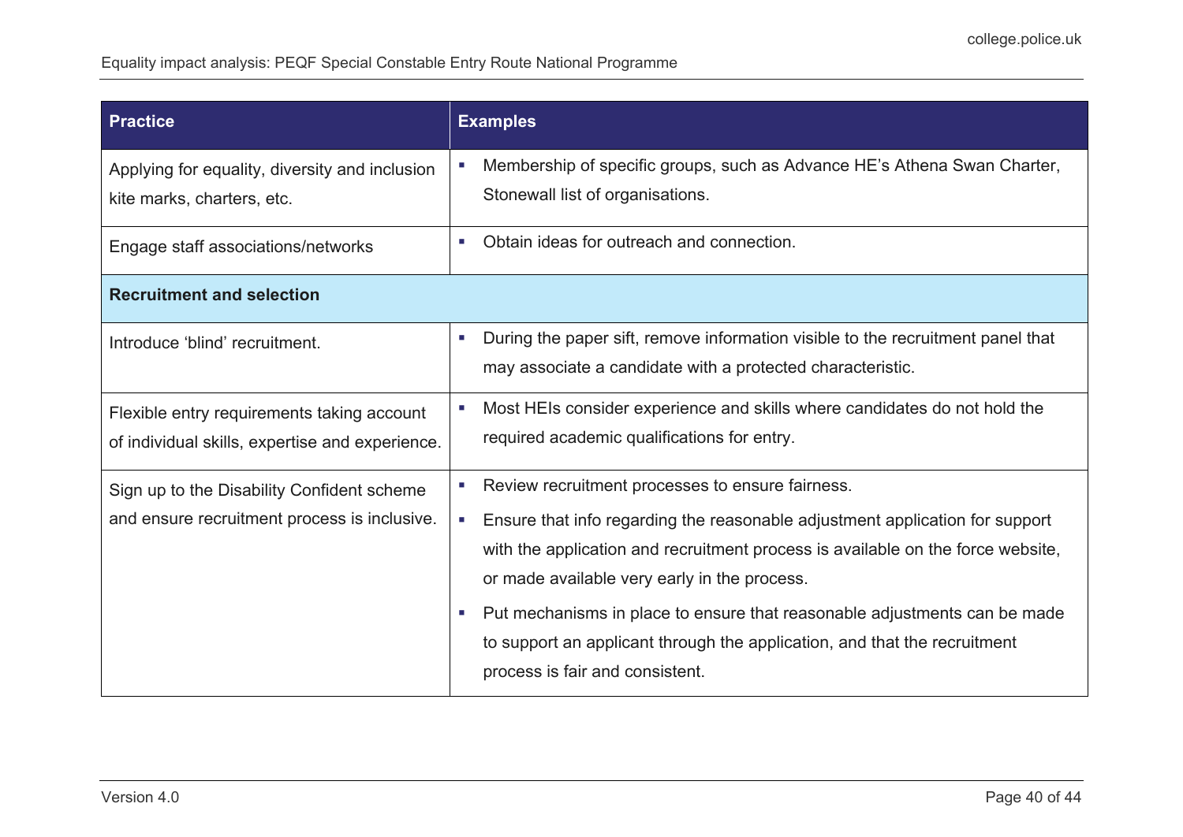| Practice | Examples |
|---|---|
| Applying for equality, diversity and inclusion kite marks, charters, etc. | ▪ Membership of specific groups, such as Advance HE's Athena Swan Charter, Stonewall list of organisations. |
| Engage staff associations/networks | ▪ Obtain ideas for outreach and connection. |
| **Recruitment and selection** | |
| Introduce 'blind' recruitment. | ▪ During the paper sift, remove information visible to the recruitment panel that may associate a candidate with a protected characteristic. |
| Flexible entry requirements taking account of individual skills, expertise and experience. | ▪ Most HEIs consider experience and skills where candidates do not hold the required academic qualifications for entry. |
| Sign up to the Disability Confident scheme and ensure recruitment process is inclusive. | ▪ Review recruitment processes to ensure fairness.<br>▪ Ensure that info regarding the reasonable adjustment application for support with the application and recruitment process is available on the force website, or made available very early in the process.<br>▪ Put mechanisms in place to ensure that reasonable adjustments can be made to support an applicant through the application, and that the recruitment process is fair and consistent. |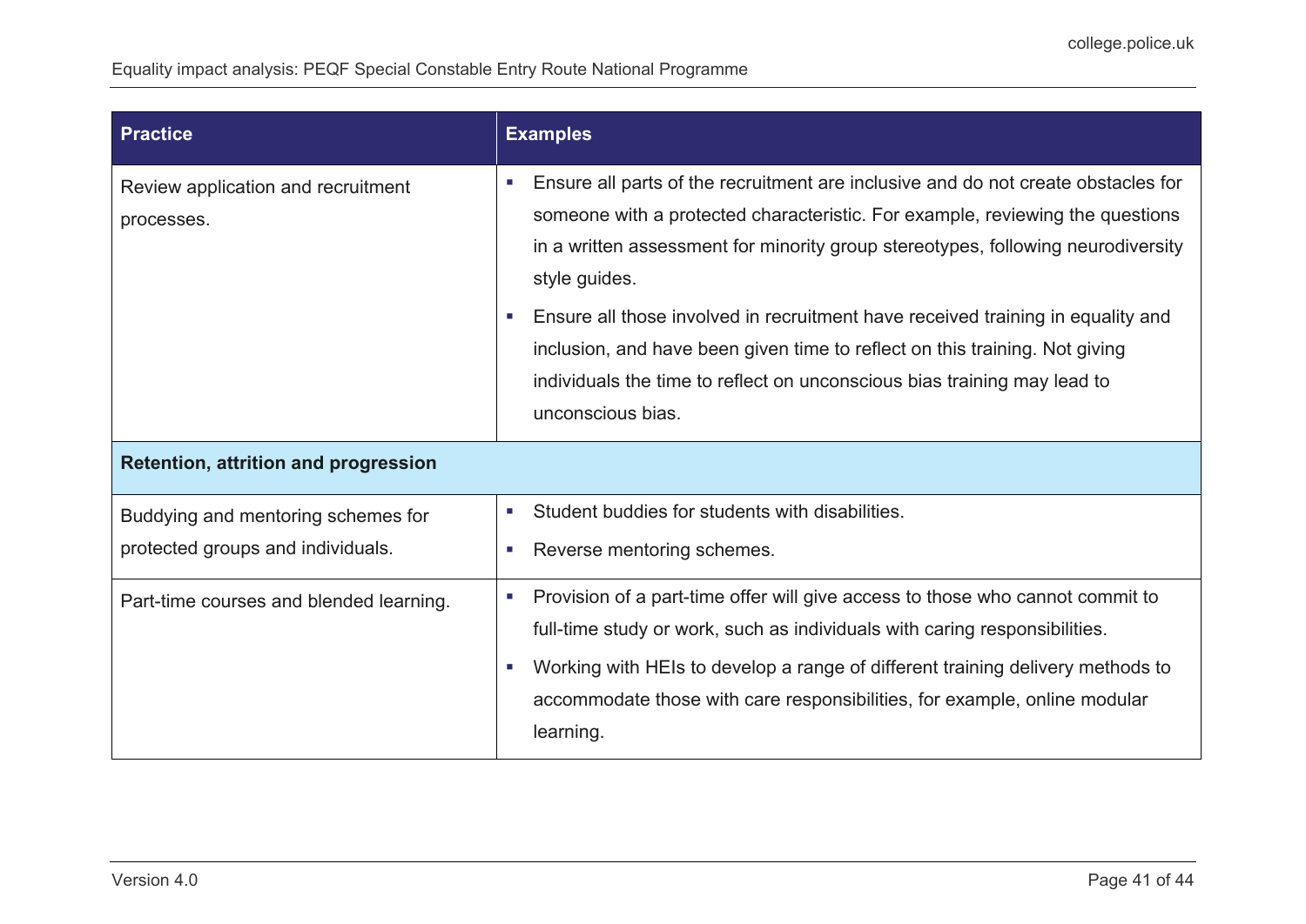| Practice | Examples |
|---|---|
| Review application and recruitment processes. | ▪ Ensure all parts of the recruitment are inclusive and do not create obstacles for someone with a protected characteristic. For example, reviewing the questions in a written assessment for minority group stereotypes, following neurodiversity style guides.<br>▪ Ensure all those involved in recruitment have received training in equality and inclusion, and have been given time to reflect on this training. Not giving individuals the time to reflect on unconscious bias training may lead to unconscious bias. |
| **Retention, attrition and progression** | |
| Buddying and mentoring schemes for protected groups and individuals. | ▪ Student buddies for students with disabilities.<br>▪ Reverse mentoring schemes. |
| Part-time courses and blended learning. | ▪ Provision of a part-time offer will give access to those who cannot commit to full-time study or work, such as individuals with caring responsibilities.<br>▪ Working with HEIs to develop a range of different training delivery methods to accommodate those with care responsibilities, for example, online modular learning. |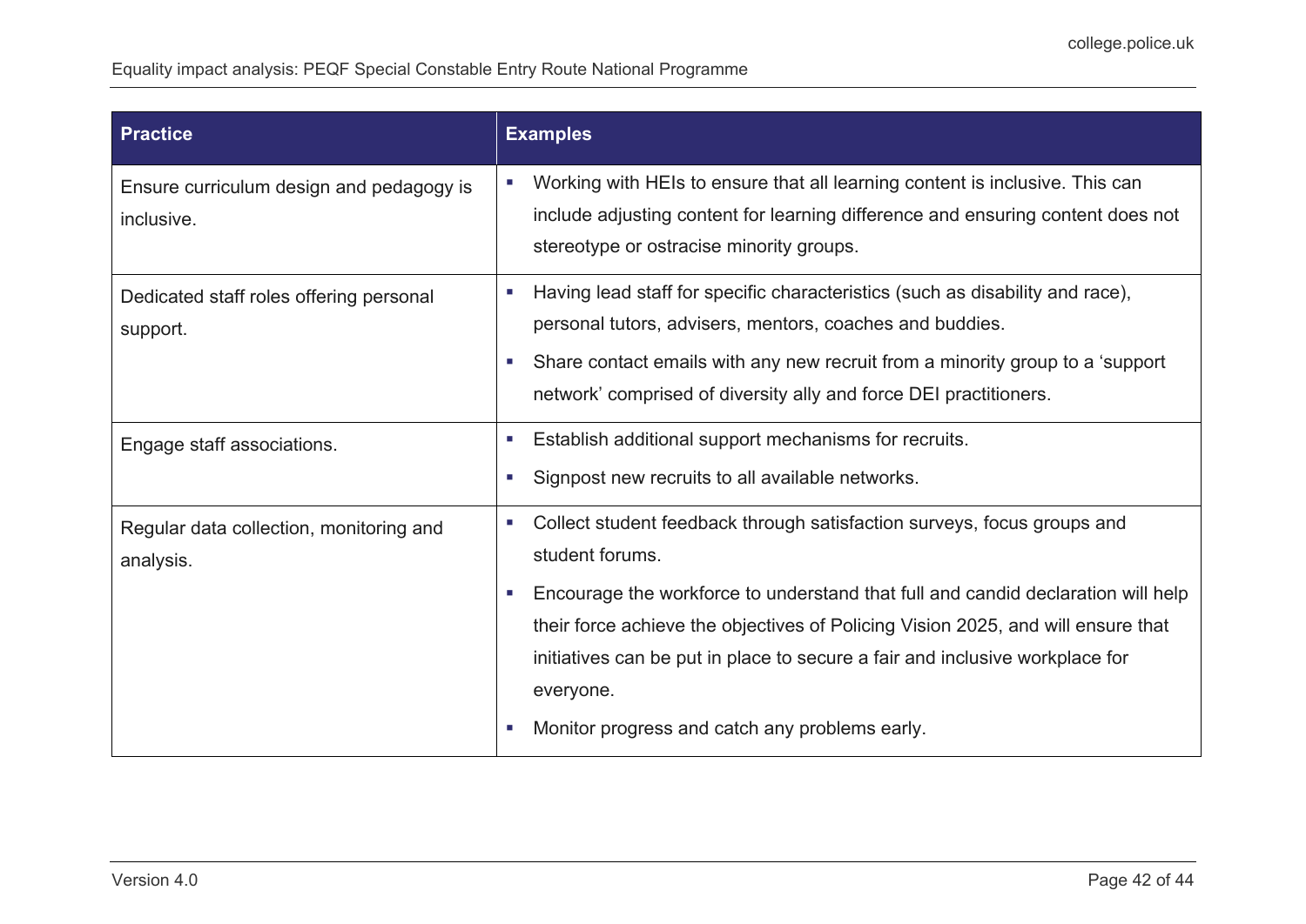| Practice | Examples |
|---|---|
| Ensure curriculum design and pedagogy is inclusive. | ▪ Working with HEIs to ensure that all learning content is inclusive. This can include adjusting content for learning difference and ensuring content does not stereotype or ostracise minority groups. |
| Dedicated staff roles offering personal support. | ▪ Having lead staff for specific characteristics (such as disability and race), personal tutors, advisers, mentors, coaches and buddies.<br>▪ Share contact emails with any new recruit from a minority group to a 'support network' comprised of diversity ally and force DEI practitioners. |
| Engage staff associations. | ▪ Establish additional support mechanisms for recruits.<br>▪ Signpost new recruits to all available networks. |
| Regular data collection, monitoring and analysis. | ▪ Collect student feedback through satisfaction surveys, focus groups and student forums.<br>▪ Encourage the workforce to understand that full and candid declaration will help their force achieve the objectives of Policing Vision 2025, and will ensure that initiatives can be put in place to secure a fair and inclusive workplace for everyone.<br>▪ Monitor progress and catch any problems early. |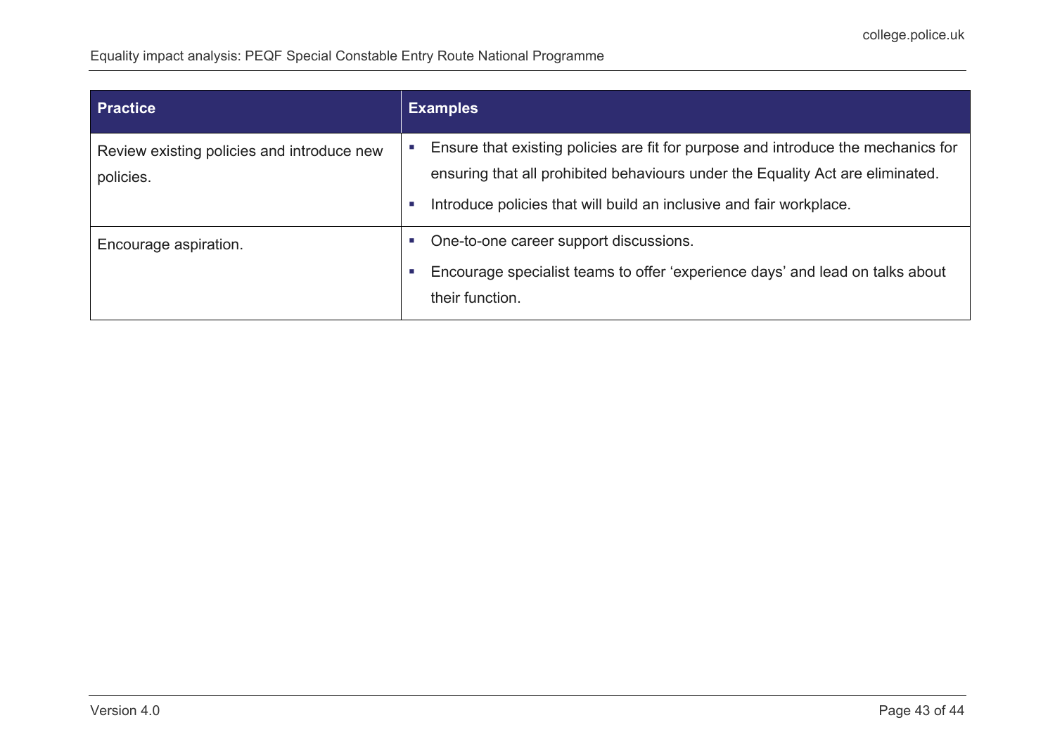| Practice | Examples |
|---|---|
| Review existing policies and introduce new policies. | ▪ Ensure that existing policies are fit for purpose and introduce the mechanics for ensuring that all prohibited behaviours under the Equality Act are eliminated.<br>▪ Introduce policies that will build an inclusive and fair workplace. |
| Encourage aspiration. | ▪ One-to-one career support discussions.<br>▪ Encourage specialist teams to offer ‘experience days’ and lead on talks about their function. |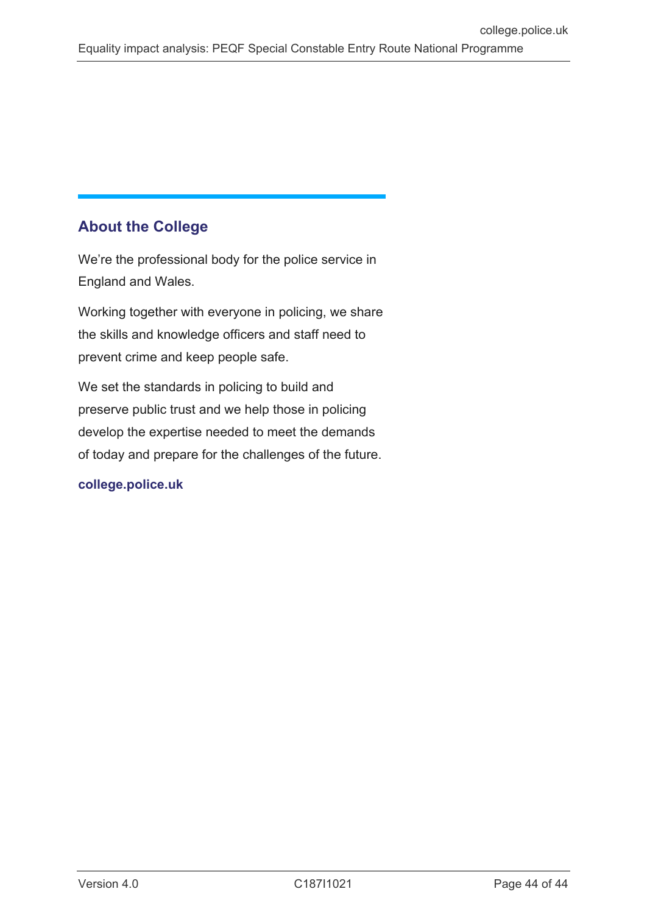## About the College

We're the professional body for the police service in England and Wales.

Working together with everyone in policing, we share the skills and knowledge officers and staff need to prevent crime and keep people safe.

We set the standards in policing to build and preserve public trust and we help those in policing develop the expertise needed to meet the demands of today and prepare for the challenges of the future.

**college.police.uk**